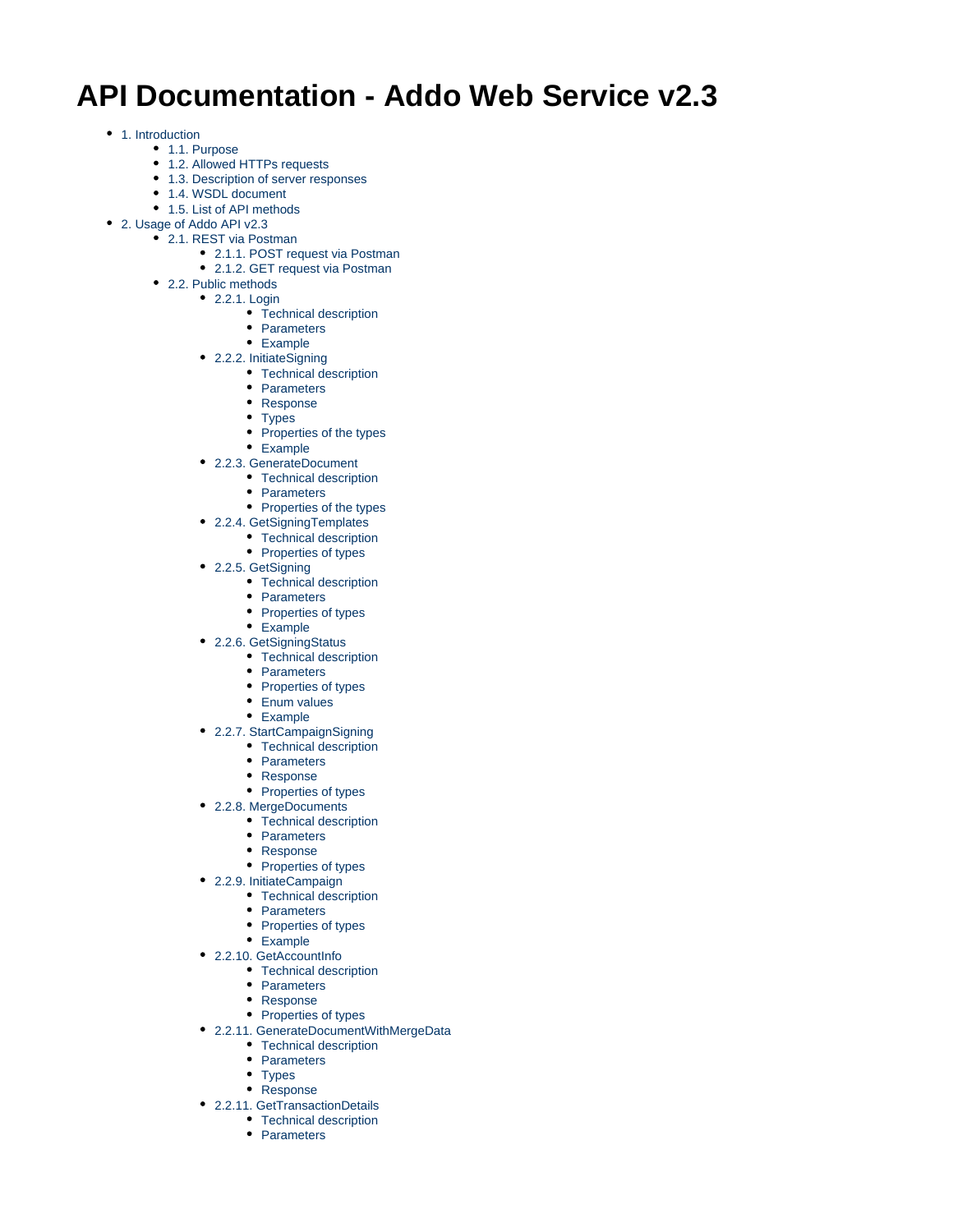# API Documentation - Addo Web Service v2.3

- 1. Introduction
  - 1.1. Purpose
  - 1.2. Allowed HTTPs requests
  - 1.3. Description of server responses
  - 1.4. WSDL document
  - 1.5. List of API methods
- 2. Usage of Addo API v2.3
  - 2.1. REST via Postman
    - 2.1.1. POST request via Postman
    - 2.1.2. GET request via Postman
  - 2.2. Public methods
    - 2.2.1. Login
      - Technical description
      - Parameters
      - Example
    - 2.2.2. InitiateSigning
      - Technical description
      - Parameters
      - Response
      - Types
      - Properties of the types
      - Example
    - 2.2.3. GenerateDocument
      - Technical description
      - Parameters
      - Properties of the types
    - 2.2.4. GetSigningTemplates
      - Technical description
      - Properties of types
    - 2.2.5. GetSigning
      - Technical description
      - Parameters
      - Properties of types
      - Example
    - 2.2.6. GetSigningStatus
      - Technical description
      - Parameters
      - Properties of types
      - Enum values
      - Example
    - 2.2.7. StartCampaignSigning
      - Technical description
      - Parameters
      - Response
      - Properties of types
    - 2.2.8. MergeDocuments
      - Technical description
      - Parameters
      - Response
      - Properties of types
    - 2.2.9. InitiateCampaign
      - Technical description
      - Parameters
      - Properties of types
      - Example
    - 2.2.10. GetAccountInfo
      - Technical description
      - Parameters
      - Response
      - Properties of types
    - 2.2.11. GenerateDocumentWithMergeData
      - Technical description
      - Parameters
      - Types
      - Response
    - 2.2.11. GetTransactionDetails
      - Technical description
      - Parameters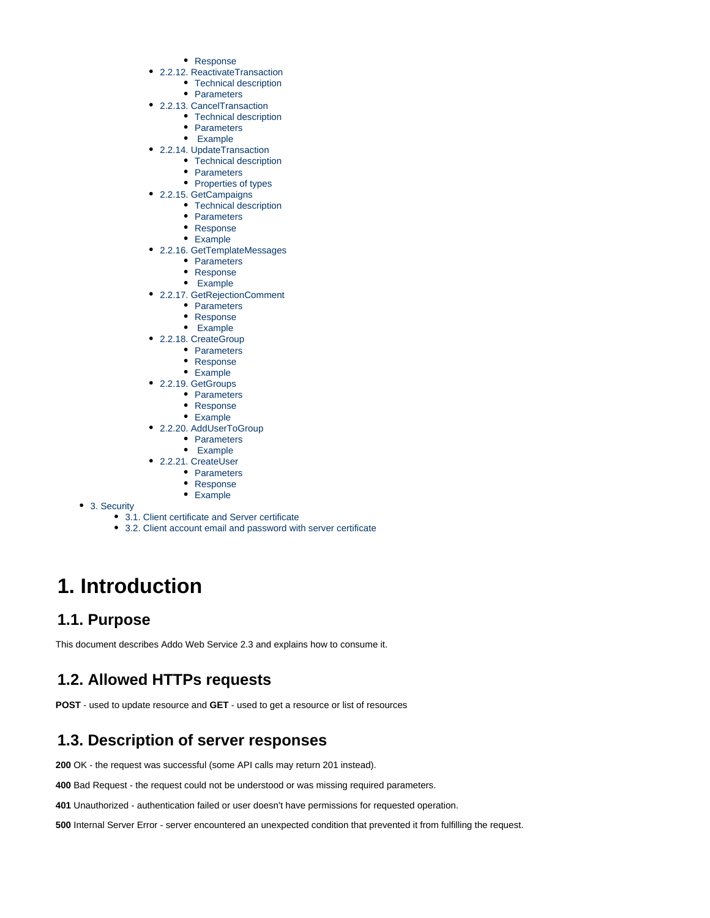- Response
- 2.2.12. ReactivateTransaction
  - Technical description
  - Parameters
- 2.2.13. CancelTransaction
  - Technical description
  - Parameters
  - Example
- 2.2.14. UpdateTransaction
  - Technical description
  - Parameters
  - Properties of types
- 2.2.15. GetCampaigns
  - Technical description
  - Parameters
  - Response
  - Example
- 2.2.16. GetTemplateMessages
  - Parameters
  - Response
  - Example
- 2.2.17. GetRejectionComment
  - Parameters
  - Response
  - Example
- 2.2.18. CreateGroup
  - Parameters
  - Response
  - Example
- 2.2.19. GetGroups
  - Parameters
  - Response
  - Example
- 2.2.20. AddUserToGroup
  - Parameters
  - Example
- 2.2.21. CreateUser
  - Parameters
  - Response
  - Example
- 3. Security
  - 3.1. Client certificate and Server certificate
  - 3.2. Client account email and password with server certificate

# 1. Introduction

## 1.1. Purpose

This document describes Addo Web Service 2.3 and explains how to consume it.

## 1.2. Allowed HTTPs requests

**POST** - used to update resource and **GET** - used to get a resource or list of resources

## 1.3. Description of server responses

**200** OK - the request was successful (some API calls may return 201 instead).

**400** Bad Request - the request could not be understood or was missing required parameters.

**401** Unauthorized - authentication failed or user doesn't have permissions for requested operation.

**500** Internal Server Error - server encountered an unexpected condition that prevented it from fulfilling the request.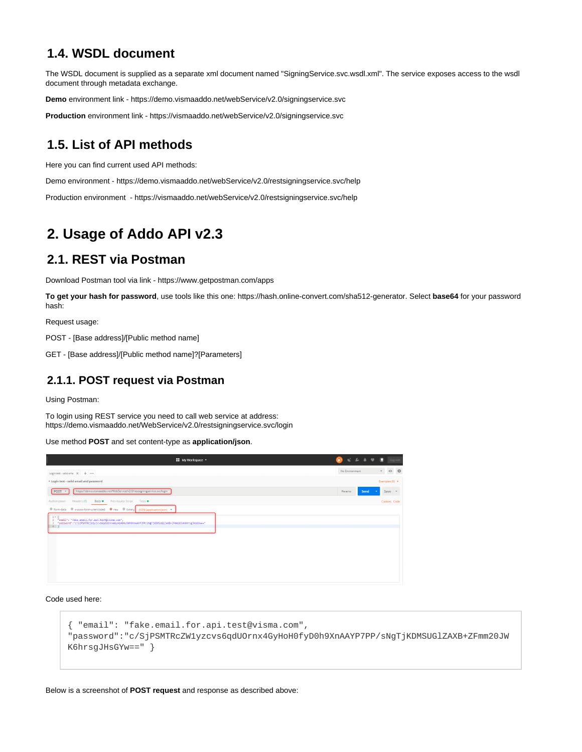## 1.4. WSDL document

The WSDL document is supplied as a separate xml document named "SigningService.svc.wsdl.xml". The service exposes access to the wsdl document through metadata exchange.

**Demo** environment link - https://demo.vismaaddo.net/webService/v2.0/signingservice.svc

**Production** environment link - https://vismaaddo.net/webService/v2.0/signingservice.svc

## 1.5. List of API methods

Here you can find current used API methods:

Demo environment - https://demo.vismaaddo.net/webService/v2.0/restsigningservice.svc/help

Production environment - https://vismaaddo.net/webService/v2.0/restsigningservice.svc/help

# 2. Usage of Addo API v2.3

## 2.1. REST via Postman

Download Postman tool via link - https://www.getpostman.com/apps

**To get your hash for password**, use tools like this one: https://hash.online-convert.com/sha512-generator. Select **base64** for your password hash:

Request usage:

POST - [Base address]/[Public method name]

GET - [Base address]/[Public method name]?[Parameters]

### 2.1.1. POST request via Postman

Using Postman:

To login using REST service you need to call web service at address:
https://demo.vismaaddo.net/WebService/v2.0/restsigningservice.svc/login

Use method **POST** and set content-type as **application/json**.

Code used here:

```
{ "email": "fake.email.for.api.test@visma.com",
"password":"c/SjPSMTRcZW1yzcvs6qdUOrnx4GyHoH0fyD0h9XnAAYP7PP/sNgTjKDMSUGlZAXB+ZFmm20JW
K6hrsgJHsGYw==" }
```

Below is a screenshot of **POST request** and response as described above: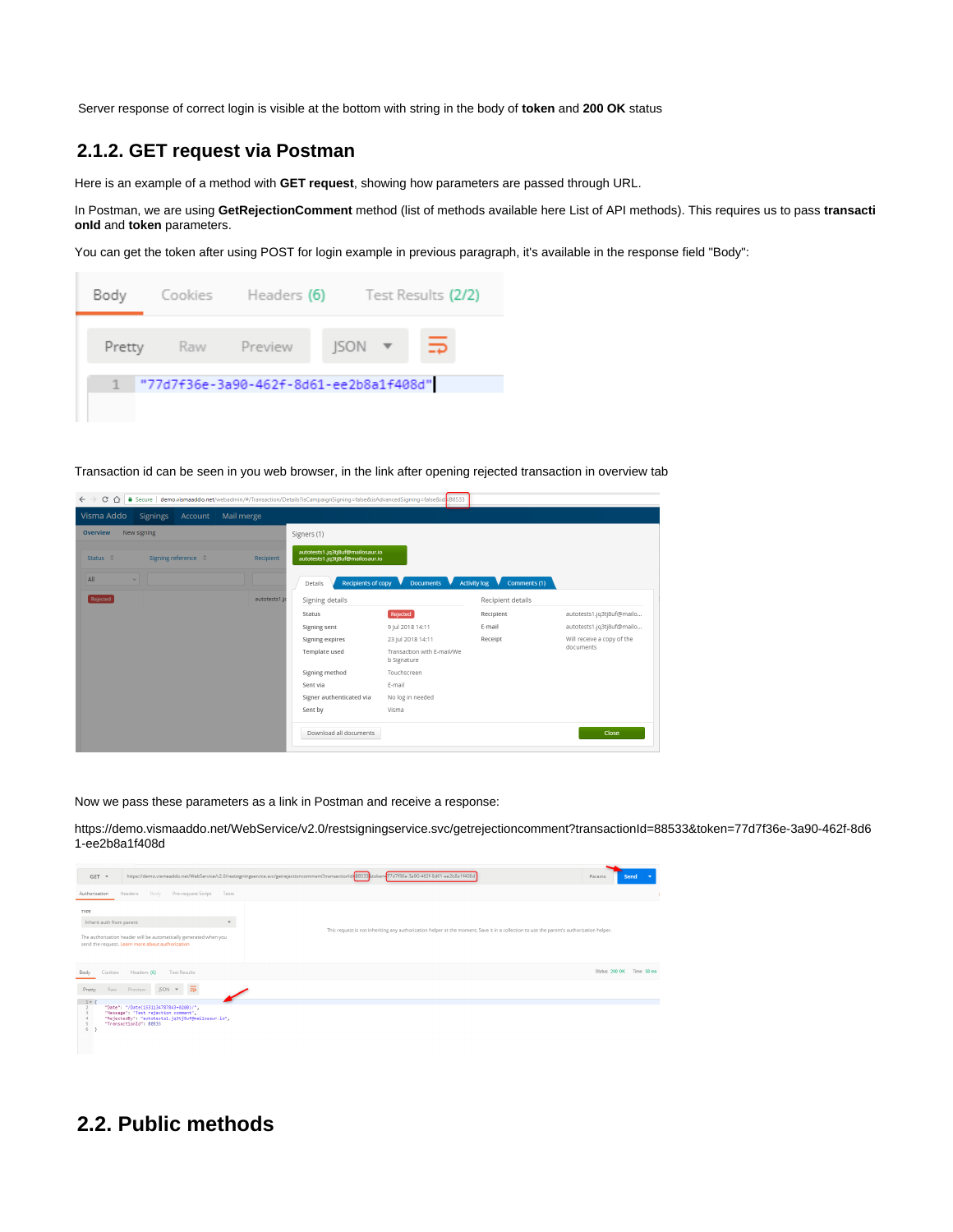Server response of correct login is visible at the bottom with string in the body of **token** and **200 OK** status

## 2.1.2. GET request via Postman

Here is an example of a method with **GET request**, showing how parameters are passed through URL.

In Postman, we are using **GetRejectionComment** method (list of methods available here List of API methods). This requires us to pass **transactionId** and **token** parameters.

You can get the token after using POST for login example in previous paragraph, it's available in the response field "Body":

Transaction id can be seen in you web browser, in the link after opening rejected transaction in overview tab

Now we pass these parameters as a link in Postman and receive a response:

https://demo.vismaaddo.net/WebService/v2.0/restsigningservice.svc/getrejectioncomment?transactionId=88533&token=77d7f36e-3a90-462f-8d61-ee2b8a1f408d

# 2.2. Public methods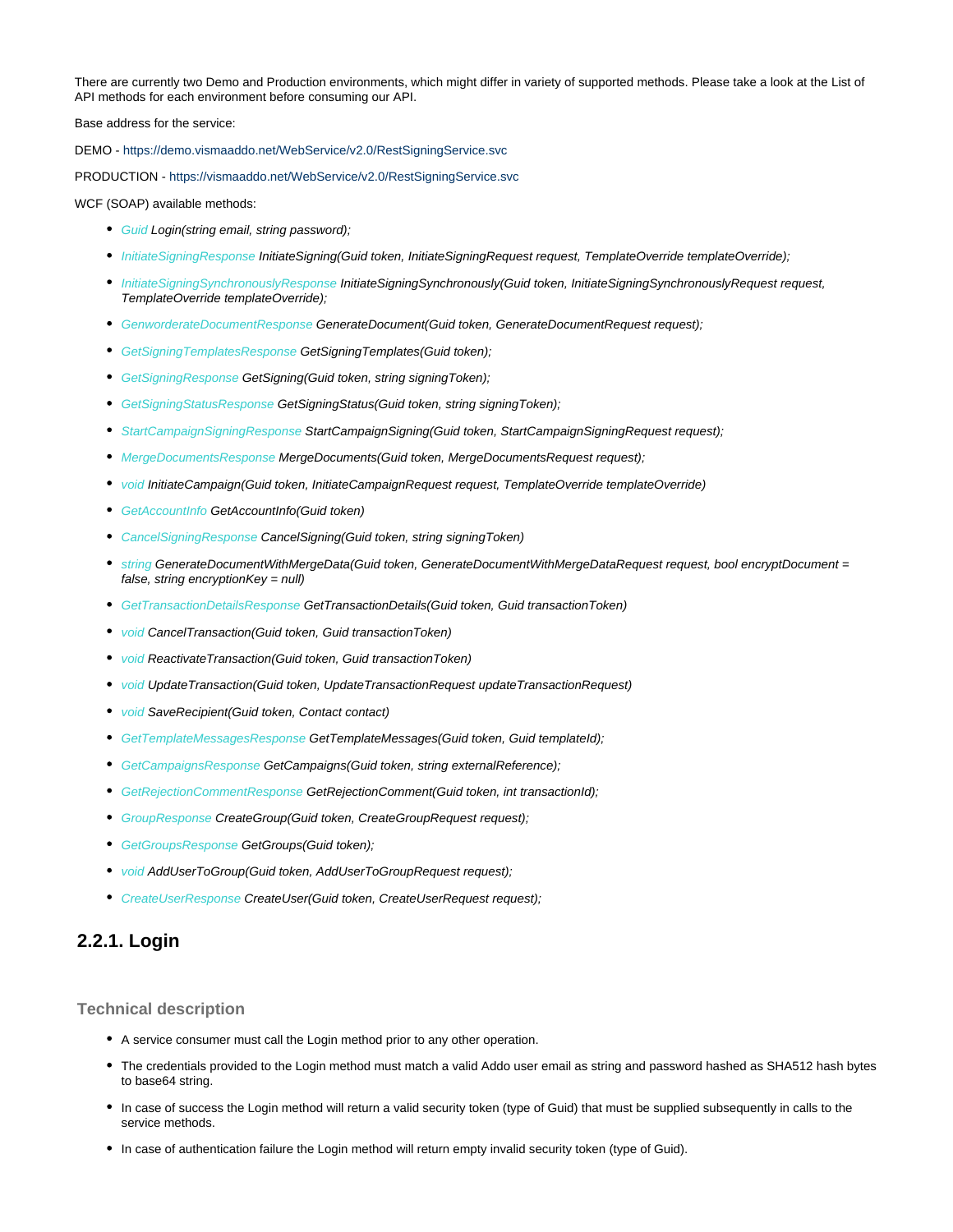There are currently two Demo and Production environments, which might differ in variety of supported methods. Please take a look at the List of API methods for each environment before consuming our API.

Base address for the service:

DEMO - https://demo.vismaaddo.net/WebService/v2.0/RestSigningService.svc

PRODUCTION - https://vismaaddo.net/WebService/v2.0/RestSigningService.svc

WCF (SOAP) available methods:

- *Guid Login(string email, string password);*
- *InitiateSigningResponse InitiateSigning(Guid token, InitiateSigningRequest request, TemplateOverride templateOverride);*
- *InitiateSigningSynchronouslyResponse InitiateSigningSynchronously(Guid token, InitiateSigningSynchronouslyRequest request, TemplateOverride templateOverride);*
- *GenworderateDocumentResponse GenerateDocument(Guid token, GenerateDocumentRequest request);*
- *GetSigningTemplatesResponse GetSigningTemplates(Guid token);*
- *GetSigningResponse GetSigning(Guid token, string signingToken);*
- *GetSigningStatusResponse GetSigningStatus(Guid token, string signingToken);*
- *StartCampaignSigningResponse StartCampaignSigning(Guid token, StartCampaignSigningRequest request);*
- *MergeDocumentsResponse MergeDocuments(Guid token, MergeDocumentsRequest request);*
- *void InitiateCampaign(Guid token, InitiateCampaignRequest request, TemplateOverride templateOverride)*
- *GetAccountInfo GetAccountInfo(Guid token)*
- *CancelSigningResponse CancelSigning(Guid token, string signingToken)*
- *string GenerateDocumentWithMergeData(Guid token, GenerateDocumentWithMergeDataRequest request, bool encryptDocument = false, string encryptionKey = null)*
- *GetTransactionDetailsResponse GetTransactionDetails(Guid token, Guid transactionToken)*
- *void CancelTransaction(Guid token, Guid transactionToken)*
- *void ReactivateTransaction(Guid token, Guid transactionToken)*
- *void UpdateTransaction(Guid token, UpdateTransactionRequest updateTransactionRequest)*
- *void SaveRecipient(Guid token, Contact contact)*
- *GetTemplateMessagesResponse GetTemplateMessages(Guid token, Guid templateId);*
- *GetCampaignsResponse GetCampaigns(Guid token, string externalReference);*
- *GetRejectionCommentResponse GetRejectionComment(Guid token, int transactionId);*
- *GroupResponse CreateGroup(Guid token, CreateGroupRequest request);*
- *GetGroupsResponse GetGroups(Guid token);*
- *void AddUserToGroup(Guid token, AddUserToGroupRequest request);*
- *CreateUserResponse CreateUser(Guid token, CreateUserRequest request);*

## 2.2.1. Login

### Technical description

- A service consumer must call the Login method prior to any other operation.
- The credentials provided to the Login method must match a valid Addo user email as string and password hashed as SHA512 hash bytes to base64 string.
- In case of success the Login method will return a valid security token (type of Guid) that must be supplied subsequently in calls to the service methods.
- In case of authentication failure the Login method will return empty invalid security token (type of Guid).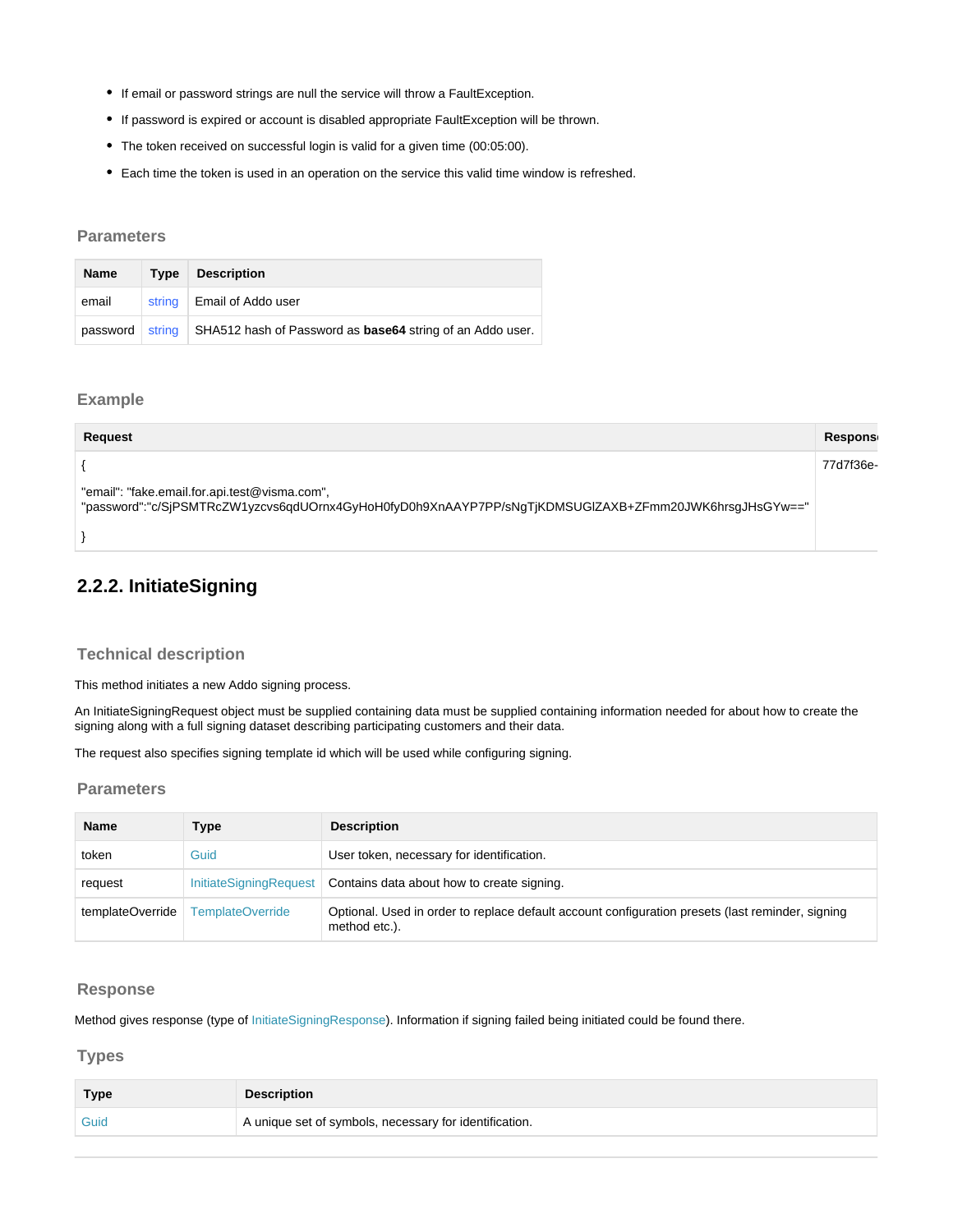- If email or password strings are null the service will throw a FaultException.
- If password is expired or account is disabled appropriate FaultException will be thrown.
- The token received on successful login is valid for a given time (00:05:00).
- Each time the token is used in an operation on the service this valid time window is refreshed.

### Parameters

| Name | Type | Description |
|---|---|---|
| email | string | Email of Addo user |
| password | string | SHA512 hash of Password as **base64** string of an Addo user. |

### Example

| Request | Respons |
|---|---|
| {<br><br>"email": "fake.email.for.api.test@visma.com",<br>"password":"c/SjPSMTRcZW1yzcvs6qdUOrnx4GyHoH0fyD0h9XnAAYP7PP/sNgTjKDMSUGlZAXB+ZFmm20JWK6hrsgJHsGYw=="<br><br>} | 77d7f36e- |

## 2.2.2. InitiateSigning

### Technical description

This method initiates a new Addo signing process.

An InitiateSigningRequest object must be supplied containing data must be supplied containing information needed for about how to create the signing along with a full signing dataset describing participating customers and their data.

The request also specifies signing template id which will be used while configuring signing.

### Parameters

| Name | Type | Description |
|---|---|---|
| token | Guid | User token, necessary for identification. |
| request | InitiateSigningRequest | Contains data about how to create signing. |
| templateOverride | TemplateOverride | Optional. Used in order to replace default account configuration presets (last reminder, signing method etc.). |

### Response

Method gives response (type of InitiateSigningResponse). Information if signing failed being initiated could be found there.

### Types

| Type | Description |
|---|---|
| Guid | A unique set of symbols, necessary for identification. |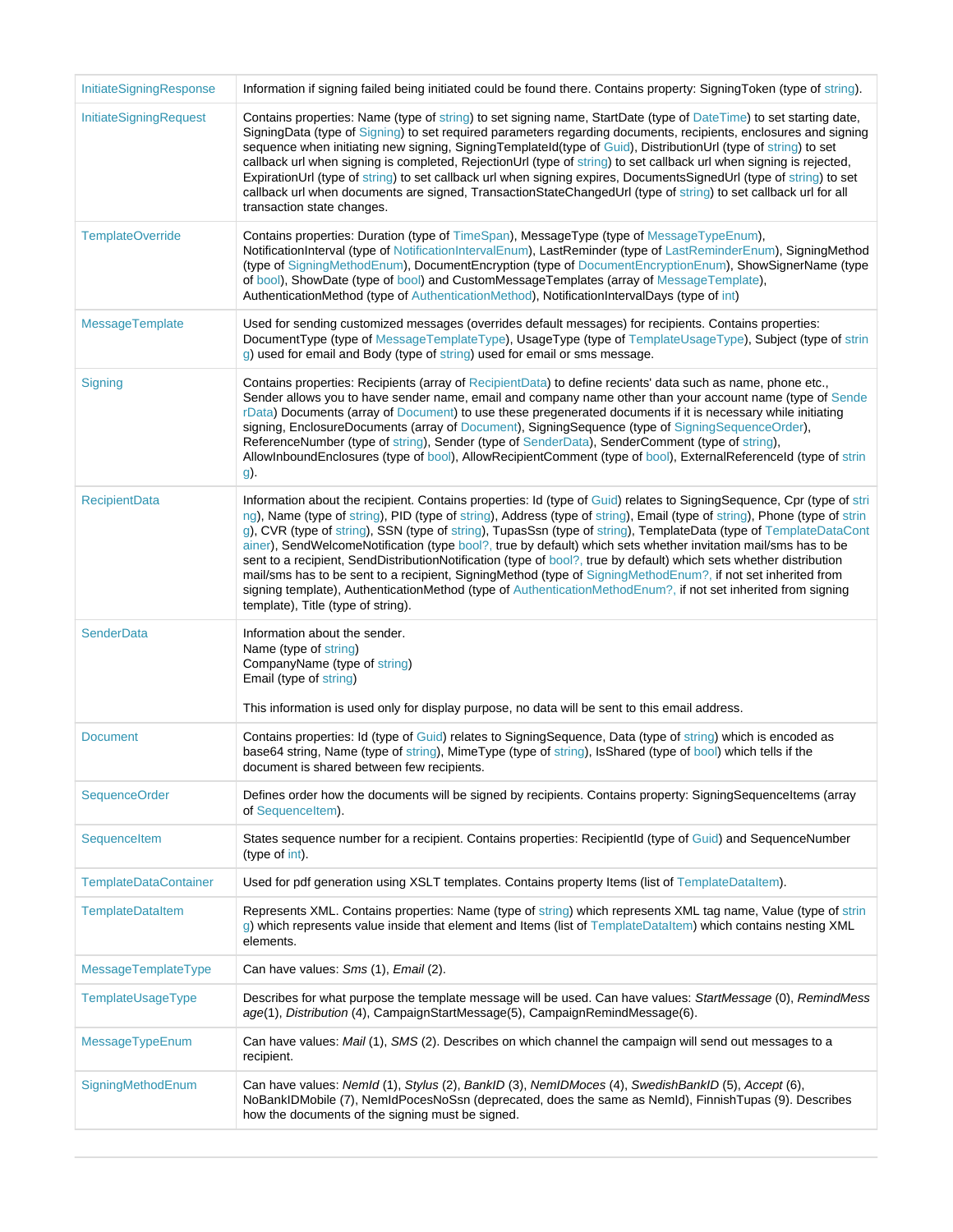| | |
|---|---|
| InitiateSigningResponse | Information if signing failed being initiated could be found there. Contains property: SigningToken (type of string). |
| InitiateSigningRequest | Contains properties: Name (type of string) to set signing name, StartDate (type of DateTime) to set starting date, SigningData (type of Signing) to set required parameters regarding documents, recipients, enclosures and signing sequence when initiating new signing, SigningTemplateId(type of Guid), DistributionUrl (type of string) to set callback url when signing is completed, RejectionUrl (type of string) to set callback url when signing is rejected, ExpirationUrl (type of string) to set callback url when signing expires, DocumentsSignedUrl (type of string) to set callback url when documents are signed, TransactionStateChangedUrl (type of string) to set callback url for all transaction state changes. |
| TemplateOverride | Contains properties: Duration (type of TimeSpan), MessageType (type of MessageTypeEnum), NotificationInterval (type of NotificationIntervalEnum), LastReminder (type of LastReminderEnum), SigningMethod (type of SigningMethodEnum), DocumentEncryption (type of DocumentEncryptionEnum), ShowSignerName (type of bool), ShowDate (type of bool) and CustomMessageTemplates (array of MessageTemplate), AuthenticationMethod (type of AuthenticationMethod), NotificationIntervalDays (type of int) |
| MessageTemplate | Used for sending customized messages (overrides default messages) for recipients. Contains properties: DocumentType (type of MessageTemplateType), UsageType (type of TemplateUsageType), Subject (type of string) used for email and Body (type of string) used for email or sms message. |
| Signing | Contains properties: Recipients (array of RecipientData) to define recients' data such as name, phone etc., Sender allows you to have sender name, email and company name other than your account name (type of SenderData) Documents (array of Document) to use these pregenerated documents if it is necessary while initiating signing, EnclosureDocuments (array of Document), SigningSequence (type of SigningSequenceOrder), ReferenceNumber (type of string), Sender (type of SenderData), SenderComment (type of string), AllowInboundEnclosures (type of bool), AllowRecipientComment (type of bool), ExternalReferenceId (type of string). |
| RecipientData | Information about the recipient. Contains properties: Id (type of Guid) relates to SigningSequence, Cpr (type of string), Name (type of string), PID (type of string), Address (type of string), Email (type of string), Phone (type of string), CVR (type of string), SSN (type of string), TupasSsn (type of string), TemplateData (type of TemplateDataContainer), SendWelcomeNotification (type bool?, true by default) which sets whether invitation mail/sms has to be sent to a recipient, SendDistributionNotification (type of bool?, true by default) which sets whether distribution mail/sms has to be sent to a recipient, SigningMethod (type of SigningMethodEnum?, if not set inherited from signing template), AuthenticationMethod (type of AuthenticationMethodEnum?, if not set inherited from signing template), Title (type of string). |
| SenderData | Information about the sender.<br>Name (type of string)<br>CompanyName (type of string)<br>Email (type of string)<br><br>This information is used only for display purpose, no data will be sent to this email address. |
| Document | Contains properties: Id (type of Guid) relates to SigningSequence, Data (type of string) which is encoded as base64 string, Name (type of string), MimeType (type of string), IsShared (type of bool) which tells if the document is shared between few recipients. |
| SequenceOrder | Defines order how the documents will be signed by recipients. Contains property: SigningSequenceItems (array of SequenceItem). |
| SequenceItem | States sequence number for a recipient. Contains properties: RecipientId (type of Guid) and SequenceNumber (type of int). |
| TemplateDataContainer | Used for pdf generation using XSLT templates. Contains property Items (list of TemplateDataItem). |
| TemplateDataItem | Represents XML. Contains properties: Name (type of string) which represents XML tag name, Value (type of string) which represents value inside that element and Items (list of TemplateDataItem) which contains nesting XML elements. |
| MessageTemplateType | Can have values: *Sms* (1), *Email* (2). |
| TemplateUsageType | Describes for what purpose the template message will be used. Can have values: *StartMessage* (0), *RemindMessage*(1), *Distribution* (4), CampaignStartMessage(5), CampaignRemindMessage(6). |
| MessageTypeEnum | Can have values: *Mail* (1), *SMS* (2). Describes on which channel the campaign will send out messages to a recipient. |
| SigningMethodEnum | Can have values: *NemId* (1), *Stylus* (2), *BankID* (3), *NemIDMoces* (4), *SwedishBankID* (5), *Accept* (6), NoBankIDMobile (7), NemIdPocesNoSsn (deprecated, does the same as NemId), FinnishTupas (9). Describes how the documents of the signing must be signed. |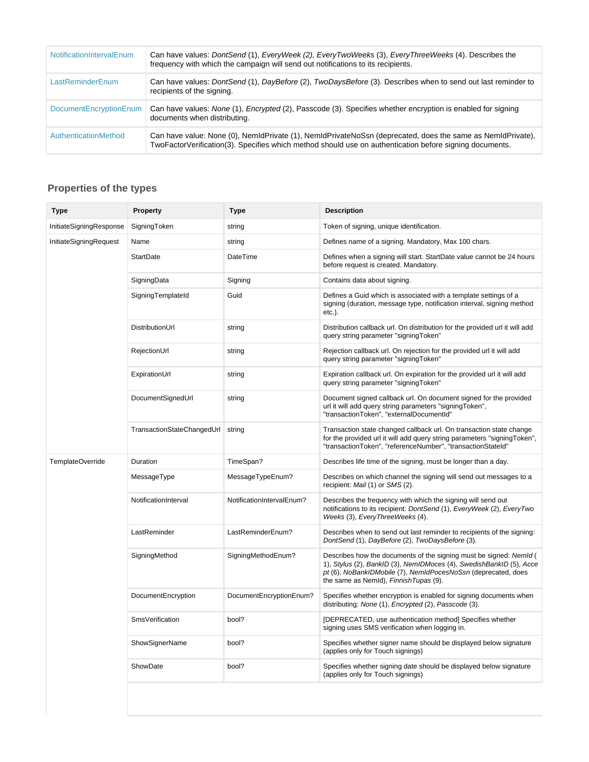| | |
|---|---|
| NotificationIntervalEnum | Can have values: *DontSend* (1), *EveryWeek (2), EveryTwoWeeks* (3), *EveryThreeWeeks* (4). Describes the frequency with which the campaign will send out notifications to its recipients. |
| LastReminderEnum | Can have values: *DontSend* (1), *DayBefore* (2), *TwoDaysBefore* (3). Describes when to send out last reminder to recipients of the signing. |
| DocumentEncryptionEnum | Can have values: *None* (1), *Encrypted* (2), Passcode (3). Specifies whether encryption is enabled for signing documents when distributing. |
| AuthenticationMethod | Can have value: None (0), NemIdPrivate (1), NemIdPrivateNoSsn (deprecated, does the same as NemIdPrivate), TwoFactorVerification(3). Specifies which method should use on authentication before signing documents. |

### Properties of the types

| Type | Property | Type | Description |
|---|---|---|---|
| InitiateSigningResponse | SigningToken | string | Token of signing, unique identification. |
| InitiateSigningRequest | Name | string | Defines name of a signing. Mandatory, Max 100 chars. |
| | StartDate | DateTime | Defines when a signing will start. StartDate value cannot be 24 hours before request is created. Mandatory. |
| | SigningData | Signing | Contains data about signing. |
| | SigningTemplateId | Guid | Defines a Guid which is associated with a template settings of a signing (duration, message type, notification interval, signing method etc.). |
| | DistributionUrl | string | Distribution callback url. On distribution for the provided url it will add query string parameter "signingToken" |
| | RejectionUrl | string | Rejection callback url. On rejection for the provided url it will add query string parameter "signingToken" |
| | ExpirationUrl | string | Expiration callback url. On expiration for the provided url it will add query string parameter "signingToken" |
| | DocumentSignedUrl | string | Document signed callback url. On document signed for the provided url it will add query string parameters "signingToken", "transactionToken", "externalDocumentId" |
| | TransactionStateChangedUrl | string | Transaction state changed callback url. On transaction state change for the provided url it will add query string parameters "signingToken", "transactionToken", "referenceNumber", "transactionStateId" |
| TemplateOverride | Duration | TimeSpan? | Describes life time of the signing, must be longer than a day. |
| | MessageType | MessageTypeEnum? | Describes on which channel the signing will send out messages to a recipient: *Mail* (1) or *SMS* (2). |
| | NotificationInterval | NotificationIntervalEnum? | Describes the frequency with which the signing will send out notifications to its recipient: *DontSend* (1), *EveryWeek* (2), *EveryTwoWeeks* (3), *EveryThreeWeeks* (4). |
| | LastReminder | LastReminderEnum? | Describes when to send out last reminder to recipients of the signing: *DontSend* (1), *DayBefore* (2), *TwoDaysBefore* (3). |
| | SigningMethod | SigningMethodEnum? | Describes how the documents of the signing must be signed: *NemId* (1), *Stylus* (2), *BankID* (3), *NemIDMoces* (4), *SwedishBankID* (5), *Accept* (6), *NoBankIDMobile* (7), *NemIdPocesNoSsn* (deprecated, does the same as NemId), *FinnishTupas* (9). |
| | DocumentEncryption | DocumentEncryptionEnum? | Specifies whether encryption is enabled for signing documents when distributing: *None* (1), *Encrypted* (2), *Passcode* (3). |
| | SmsVerification | bool? | [DEPRECATED, use authentication method] Specifies whether signing uses SMS verification when logging in. |
| | ShowSignerName | bool? | Specifies whether signer name should be displayed below signature (applies only for Touch signings) |
| | ShowDate | bool? | Specifies whether signing date should be displayed below signature (applies only for Touch signings) |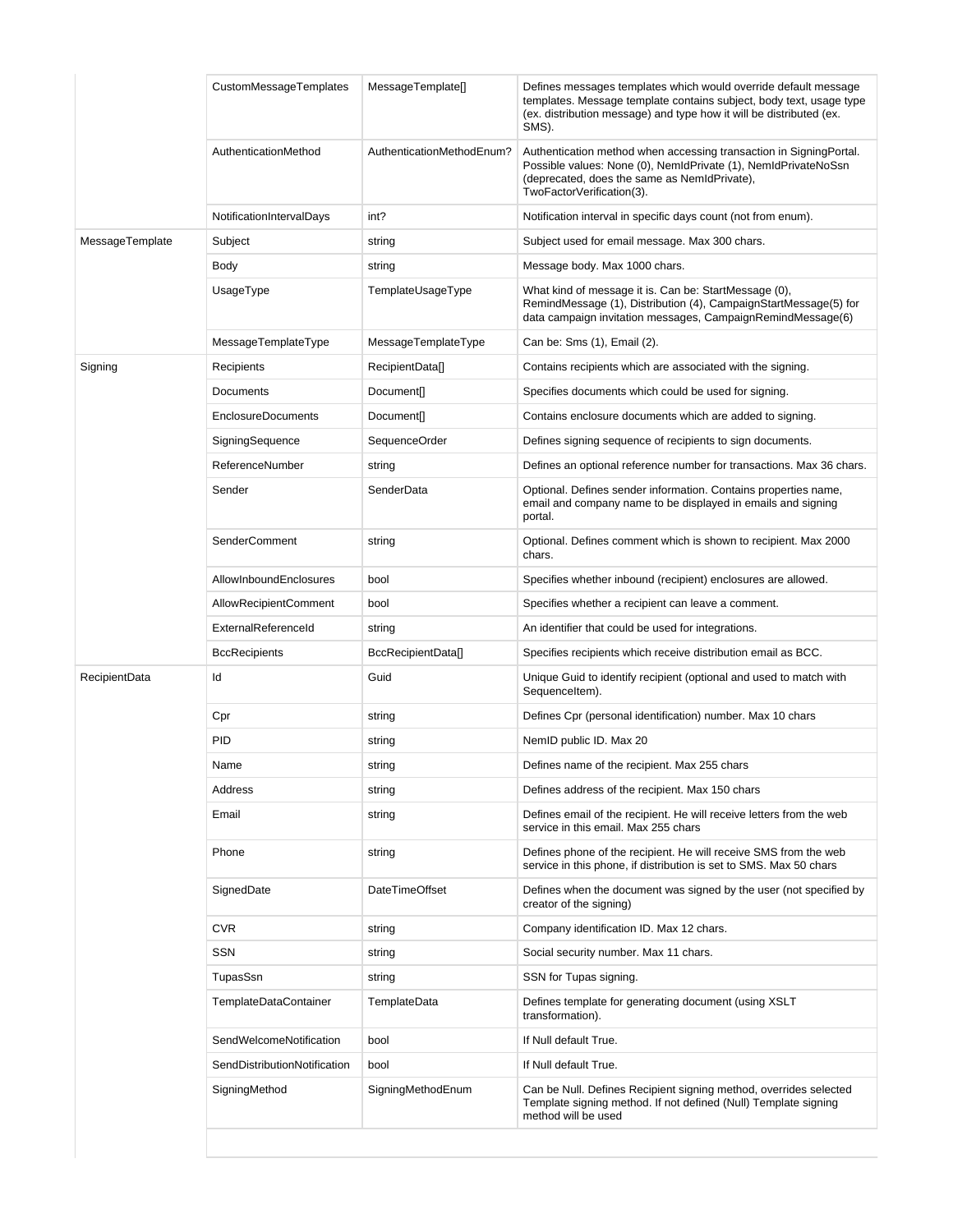| | | | |
|---|---|---|---|
| | CustomMessageTemplates | MessageTemplate[] | Defines messages templates which would override default message templates. Message template contains subject, body text, usage type (ex. distribution message) and type how it will be distributed (ex. SMS). |
| | AuthenticationMethod | AuthenticationMethodEnum? | Authentication method when accessing transaction in SigningPortal. Possible values: None (0), NemIdPrivate (1), NemIdPrivateNoSsn (deprecated, does the same as NemIdPrivate), TwoFactorVerification(3). |
| | NotificationIntervalDays | int? | Notification interval in specific days count (not from enum). |
| MessageTemplate | Subject | string | Subject used for email message. Max 300 chars. |
| | Body | string | Message body. Max 1000 chars. |
| | UsageType | TemplateUsageType | What kind of message it is. Can be: StartMessage (0), RemindMessage (1), Distribution (4), CampaignStartMessage(5) for data campaign invitation messages, CampaignRemindMessage(6) |
| | MessageTemplateType | MessageTemplateType | Can be: Sms (1), Email (2). |
| Signing | Recipients | RecipientData[] | Contains recipients which are associated with the signing. |
| | Documents | Document[] | Specifies documents which could be used for signing. |
| | EnclosureDocuments | Document[] | Contains enclosure documents which are added to signing. |
| | SigningSequence | SequenceOrder | Defines signing sequence of recipients to sign documents. |
| | ReferenceNumber | string | Defines an optional reference number for transactions. Max 36 chars. |
| | Sender | SenderData | Optional. Defines sender information. Contains properties name, email and company name to be displayed in emails and signing portal. |
| | SenderComment | string | Optional. Defines comment which is shown to recipient. Max 2000 chars. |
| | AllowInboundEnclosures | bool | Specifies whether inbound (recipient) enclosures are allowed. |
| | AllowRecipientComment | bool | Specifies whether a recipient can leave a comment. |
| | ExternalReferenceId | string | An identifier that could be used for integrations. |
| | BccRecipients | BccRecipientData[] | Specifies recipients which receive distribution email as BCC. |
| RecipientData | Id | Guid | Unique Guid to identify recipient (optional and used to match with SequenceItem). |
| | Cpr | string | Defines Cpr (personal identification) number. Max 10 chars |
| | PID | string | NemID public ID. Max 20 |
| | Name | string | Defines name of the recipient. Max 255 chars |
| | Address | string | Defines address of the recipient. Max 150 chars |
| | Email | string | Defines email of the recipient. He will receive letters from the web service in this email. Max 255 chars |
| | Phone | string | Defines phone of the recipient. He will receive SMS from the web service in this phone, if distribution is set to SMS. Max 50 chars |
| | SignedDate | DateTimeOffset | Defines when the document was signed by the user (not specified by creator of the signing) |
| | CVR | string | Company identification ID. Max 12 chars. |
| | SSN | string | Social security number. Max 11 chars. |
| | TupasSsn | string | SSN for Tupas signing. |
| | TemplateDataContainer | TemplateData | Defines template for generating document (using XSLT transformation). |
| | SendWelcomeNotification | bool | If Null default True. |
| | SendDistributionNotification | bool | If Null default True. |
| | SigningMethod | SigningMethodEnum | Can be Null. Defines Recipient signing method, overrides selected Template signing method. If not defined (Null) Template signing method will be used |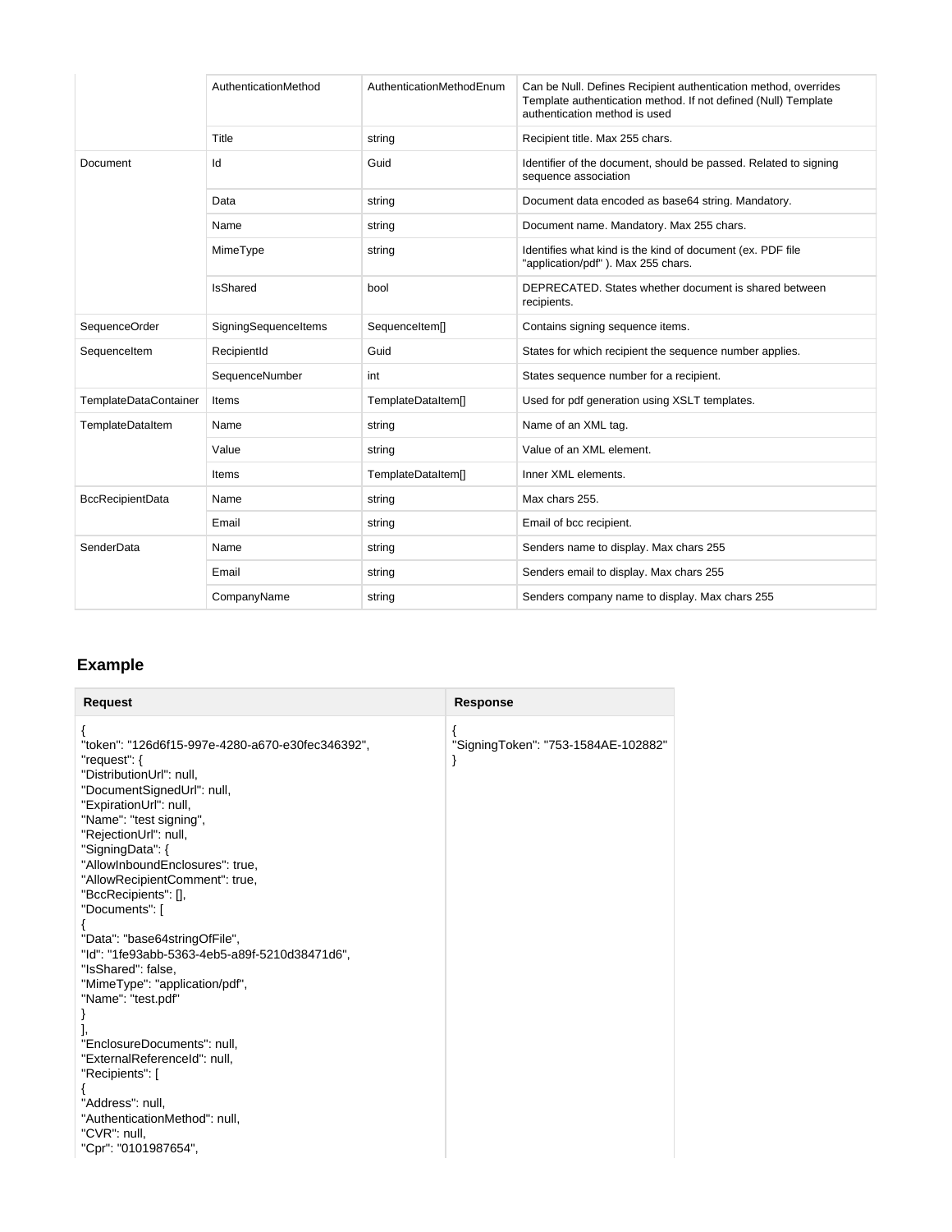| | | | |
|---|---|---|---|
| | AuthenticationMethod | AuthenticationMethodEnum | Can be Null. Defines Recipient authentication method, overrides Template authentication method. If not defined (Null) Template authentication method is used |
| | Title | string | Recipient title. Max 255 chars. |
| Document | Id | Guid | Identifier of the document, should be passed. Related to signing sequence association |
| | Data | string | Document data encoded as base64 string. Mandatory. |
| | Name | string | Document name. Mandatory. Max 255 chars. |
| | MimeType | string | Identifies what kind is the kind of document (ex. PDF file "application/pdf" ). Max 255 chars. |
| | IsShared | bool | DEPRECATED. States whether document is shared between recipients. |
| SequenceOrder | SigningSequenceItems | SequenceItem[] | Contains signing sequence items. |
| SequenceItem | RecipientId | Guid | States for which recipient the sequence number applies. |
| | SequenceNumber | int | States sequence number for a recipient. |
| TemplateDataContainer | Items | TemplateDataItem[] | Used for pdf generation using XSLT templates. |
| TemplateDataItem | Name | string | Name of an XML tag. |
| | Value | string | Value of an XML element. |
| | Items | TemplateDataItem[] | Inner XML elements. |
| BccRecipientData | Name | string | Max chars 255. |
| | Email | string | Email of bcc recipient. |
| SenderData | Name | string | Senders name to display. Max chars 255 |
| | Email | string | Senders email to display. Max chars 255 |
| | CompanyName | string | Senders company name to display. Max chars 255 |

## Example

**Request**

```
{
"token": "126d6f15-997e-4280-a670-e30fec346392",
"request": {
"DistributionUrl": null,
"DocumentSignedUrl": null,
"ExpirationUrl": null,
"Name": "test signing",
"RejectionUrl": null,
"SigningData": {
"AllowInboundEnclosures": true,
"AllowRecipientComment": true,
"BccRecipients": [],
"Documents": [
{
"Data": "base64stringOfFile",
"Id": "1fe93abb-5363-4eb5-a89f-5210d38471d6",
"IsShared": false,
"MimeType": "application/pdf",
"Name": "test.pdf"
}
],
"EnclosureDocuments": null,
"ExternalReferenceId": null,
"Recipients": [
{
"Address": null,
"AuthenticationMethod": null,
"CVR": null,
"Cpr": "0101987654",
```

**Response**

```
{
"SigningToken": "753-1584AE-102882"
}
```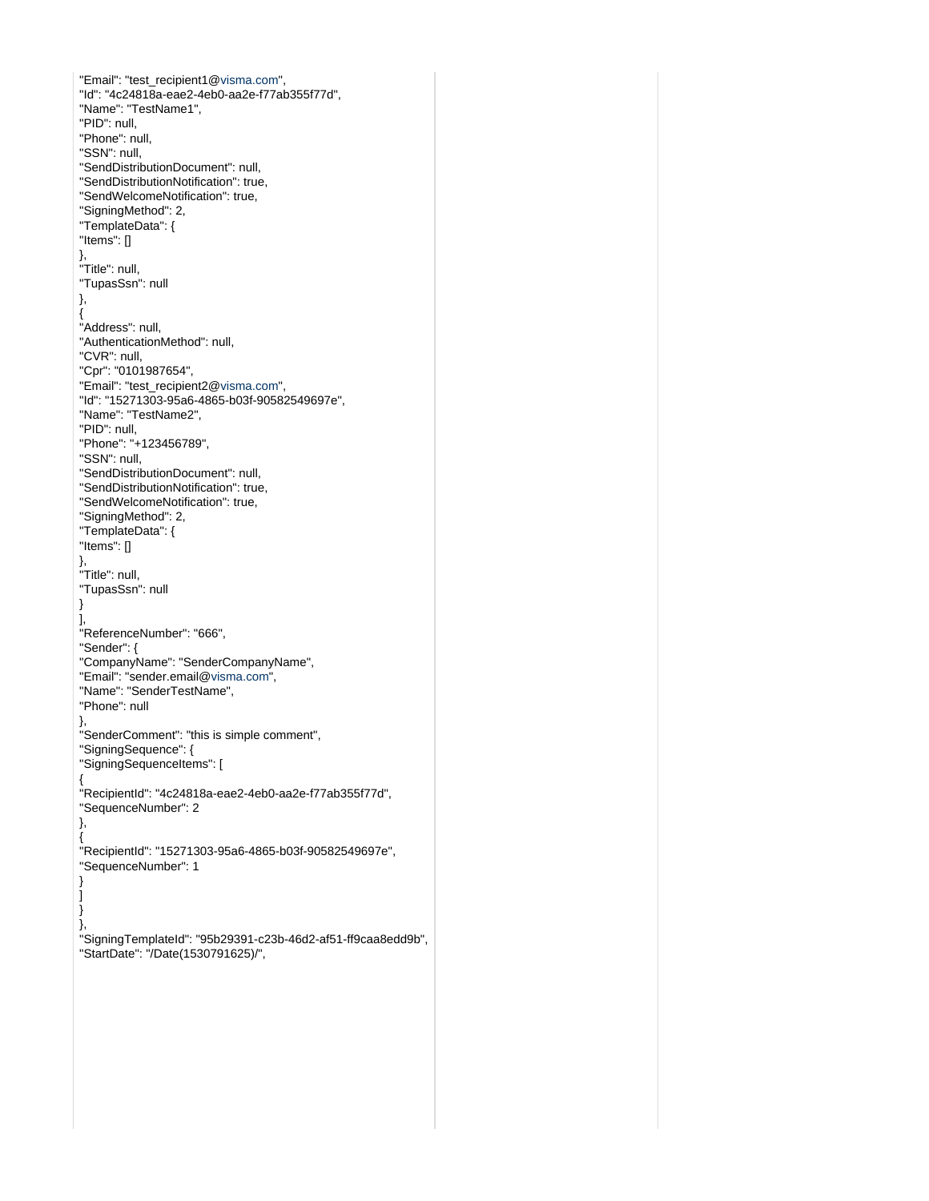```
"Email": "test_recipient1@visma.com",
"Id": "4c24818a-eae2-4eb0-aa2e-f77ab355f77d",
"Name": "TestName1",
"PID": null,
"Phone": null,
"SSN": null,
"SendDistributionDocument": null,
"SendDistributionNotification": true,
"SendWelcomeNotification": true,
"SigningMethod": 2,
"TemplateData": {
"Items": []
},
"Title": null,
"TupasSsn": null
},
{
"Address": null,
"AuthenticationMethod": null,
"CVR": null,
"Cpr": "0101987654",
"Email": "test_recipient2@visma.com",
"Id": "15271303-95a6-4865-b03f-90582549697e",
"Name": "TestName2",
"PID": null,
"Phone": "+123456789",
"SSN": null,
"SendDistributionDocument": null,
"SendDistributionNotification": true,
"SendWelcomeNotification": true,
"SigningMethod": 2,
"TemplateData": {
"Items": []
},
"Title": null,
"TupasSsn": null
}
],
"ReferenceNumber": "666",
"Sender": {
"CompanyName": "SenderCompanyName",
"Email": "sender.email@visma.com",
"Name": "SenderTestName",
"Phone": null
},
"SenderComment": "this is simple comment",
"SigningSequence": {
"SigningSequenceItems": [
{
"RecipientId": "4c24818a-eae2-4eb0-aa2e-f77ab355f77d",
"SequenceNumber": 2
},
{
"RecipientId": "15271303-95a6-4865-b03f-90582549697e",
"SequenceNumber": 1
}
]
}
},
"SigningTemplateId": "95b29391-c23b-46d2-af51-ff9caa8edd9b",
"StartDate": "/Date(1530791625)/",
```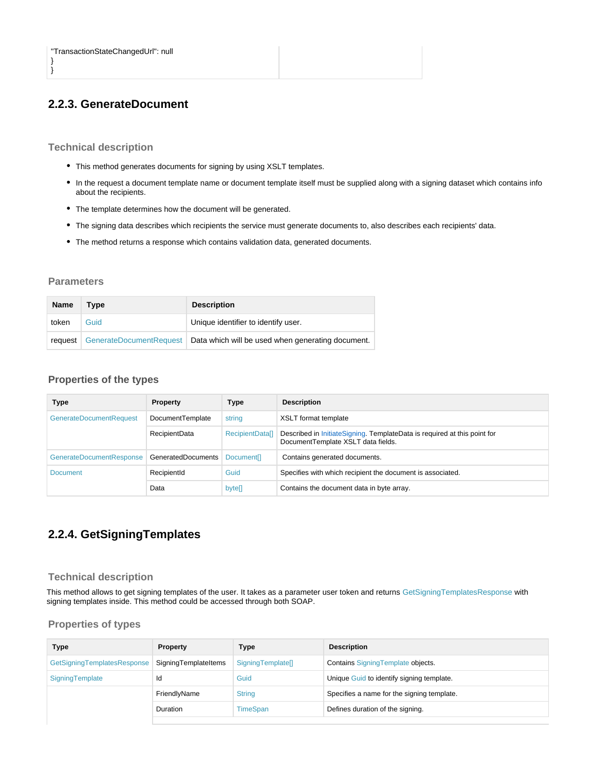```
"TransactionStateChangedUrl": null
}
}
```

## 2.2.3. GenerateDocument

### Technical description

- This method generates documents for signing by using XSLT templates.
- In the request a document template name or document template itself must be supplied along with a signing dataset which contains info about the recipients.
- The template determines how the document will be generated.
- The signing data describes which recipients the service must generate documents to, also describes each recipients' data.
- The method returns a response which contains validation data, generated documents.

### Parameters

| Name | Type | Description |
|---|---|---|
| token | Guid | Unique identifier to identify user. |
| request | GenerateDocumentRequest | Data which will be used when generating document. |

### Properties of the types

| Type | Property | Type | Description |
|---|---|---|---|
| GenerateDocumentRequest | DocumentTemplate | string | XSLT format template |
| | RecipientData | RecipientData[] | Described in InitiateSigning. TemplateData is required at this point for DocumentTemplate XSLT data fields. |
| GenerateDocumentResponse | GeneratedDocuments | Document[] | Contains generated documents. |
| Document | RecipientId | Guid | Specifies with which recipient the document is associated. |
| | Data | byte[] | Contains the document data in byte array. |

## 2.2.4. GetSigningTemplates

### Technical description

This method allows to get signing templates of the user. It takes as a parameter user token and returns GetSigningTemplatesResponse with signing templates inside. This method could be accessed through both SOAP.

### Properties of types

| Type | Property | Type | Description |
|---|---|---|---|
| GetSigningTemplatesResponse | SigningTemplateItems | SigningTemplate[] | Contains SigningTemplate objects. |
| SigningTemplate | Id | Guid | Unique Guid to identify signing template. |
| | FriendlyName | String | Specifies a name for the signing template. |
| | Duration | TimeSpan | Defines duration of the signing. |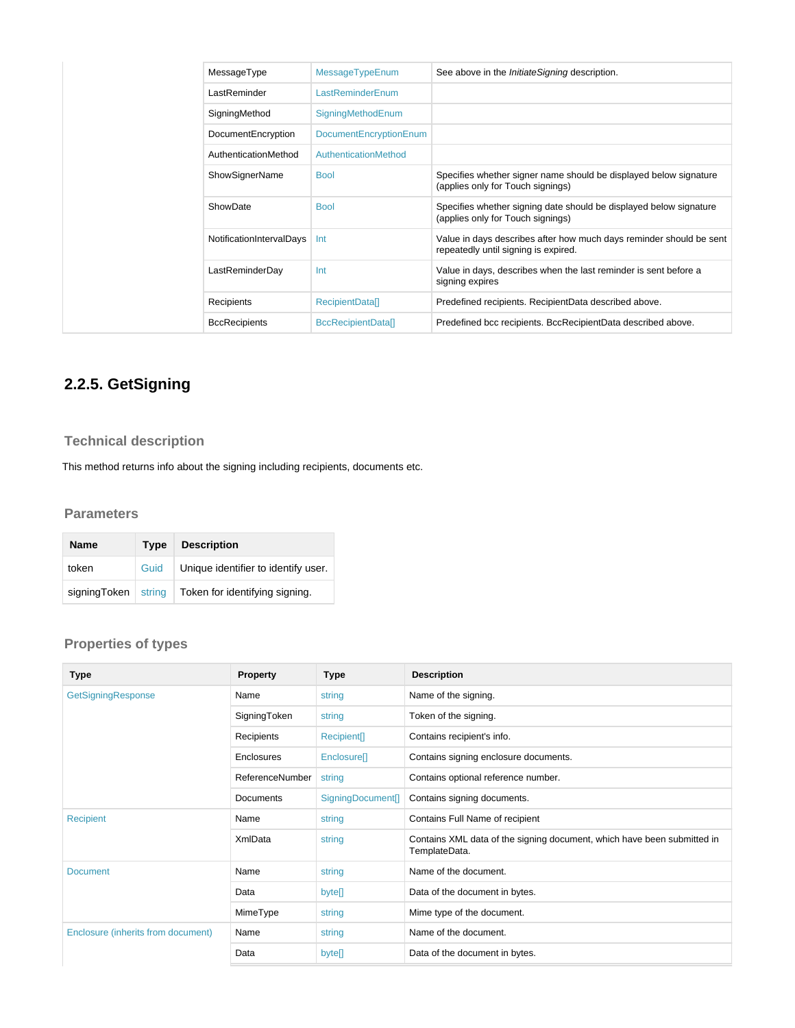| | | | |
|---|---|---|---|
| | MessageType | MessageTypeEnum | See above in the *InitiateSigning* description. |
| | LastReminder | LastReminderEnum | |
| | SigningMethod | SigningMethodEnum | |
| | DocumentEncryption | DocumentEncryptionEnum | |
| | AuthenticationMethod | AuthenticationMethod | |
| | ShowSignerName | Bool | Specifies whether signer name should be displayed below signature (applies only for Touch signings) |
| | ShowDate | Bool | Specifies whether signing date should be displayed below signature (applies only for Touch signings) |
| | NotificationIntervalDays | Int | Value in days describes after how much days reminder should be sent repeatedly until signing is expired. |
| | LastReminderDay | Int | Value in days, describes when the last reminder is sent before a signing expires |
| | Recipients | RecipientData[] | Predefined recipients. RecipientData described above. |
| | BccRecipients | BccRecipientData[] | Predefined bcc recipients. BccRecipientData described above. |

## 2.2.5. GetSigning

### Technical description

This method returns info about the signing including recipients, documents etc.

### Parameters

| Name | Type | Description |
|---|---|---|
| token | Guid | Unique identifier to identify user. |
| signingToken | string | Token for identifying signing. |

### Properties of types

| Type | Property | Type | Description |
|---|---|---|---|
| GetSigningResponse | Name | string | Name of the signing. |
| | SigningToken | string | Token of the signing. |
| | Recipients | Recipient[] | Contains recipient's info. |
| | Enclosures | Enclosure[] | Contains signing enclosure documents. |
| | ReferenceNumber | string | Contains optional reference number. |
| | Documents | SigningDocument[] | Contains signing documents. |
| Recipient | Name | string | Contains Full Name of recipient |
| | XmlData | string | Contains XML data of the signing document, which have been submitted in TemplateData. |
| Document | Name | string | Name of the document. |
| | Data | byte[] | Data of the document in bytes. |
| | MimeType | string | Mime type of the document. |
| Enclosure (inherits from document) | Name | string | Name of the document. |
| | Data | byte[] | Data of the document in bytes. |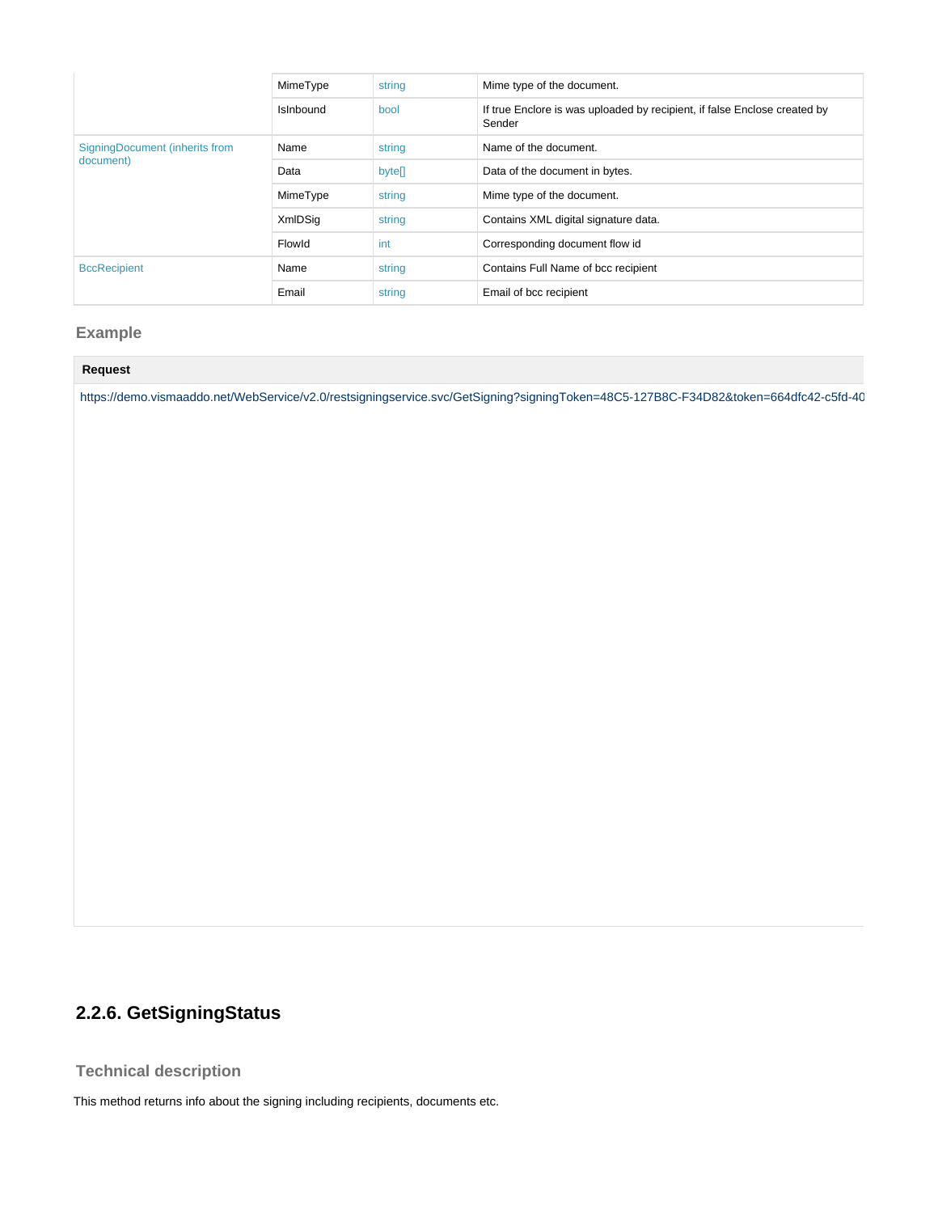|  | MimeType | string | Mime type of the document. |
|---|---|---|---|
|  | IsInbound | bool | If true Enclore is was uploaded by recipient, if false Enclose created by Sender |
| SigningDocument (inherits from document) | Name | string | Name of the document. |
|  | Data | byte[] | Data of the document in bytes. |
|  | MimeType | string | Mime type of the document. |
|  | XmlDSig | string | Contains XML digital signature data. |
|  | FlowId | int | Corresponding document flow id |
| BccRecipient | Name | string | Contains Full Name of bcc recipient |
|  | Email | string | Email of bcc recipient |

### Example

**Request**

```
https://demo.vismaaddo.net/WebService/v2.0/restsigningservice.svc/GetSigning?signingToken=48C5-127B8C-F34D82&token=664dfc42-c5fd-40
```

## 2.2.6. GetSigningStatus

### Technical description

This method returns info about the signing including recipients, documents etc.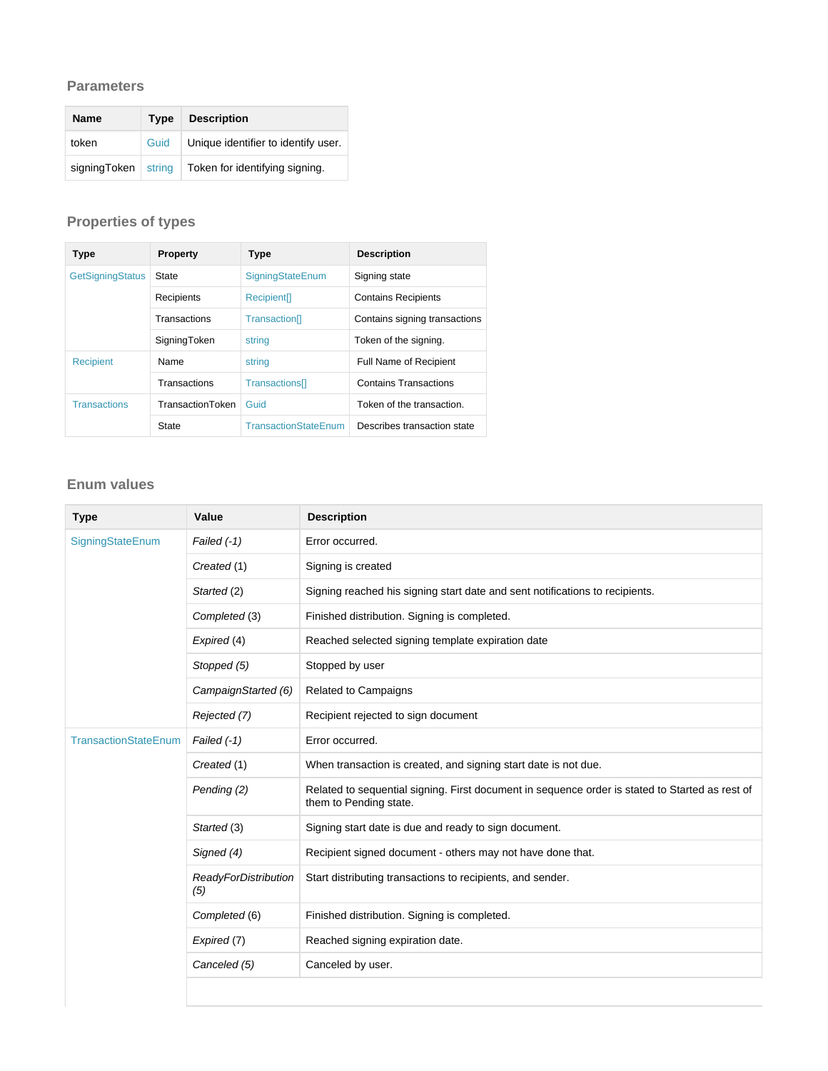### Parameters

| Name | Type | Description |
| --- | --- | --- |
| token | Guid | Unique identifier to identify user. |
| signingToken | string | Token for identifying signing. |

### Properties of types

| Type | Property | Type | Description |
| --- | --- | --- | --- |
| GetSigningStatus | State | SigningStateEnum | Signing state |
| | Recipients | Recipient[] | Contains Recipients |
| | Transactions | Transaction[] | Contains signing transactions |
| | SigningToken | string | Token of the signing. |
| Recipient | Name | string | Full Name of Recipient |
| | Transactions | Transactions[] | Contains Transactions |
| Transactions | TransactionToken | Guid | Token of the transaction. |
| | State | TransactionStateEnum | Describes transaction state |

### Enum values

| Type | Value | Description |
| --- | --- | --- |
| SigningStateEnum | *Failed (-1)* | Error occurred. |
| | *Created* (1) | Signing is created |
| | *Started* (2) | Signing reached his signing start date and sent notifications to recipients. |
| | *Completed* (3) | Finished distribution. Signing is completed. |
| | *Expired* (4) | Reached selected signing template expiration date |
| | *Stopped (5)* | Stopped by user |
| | *CampaignStarted (6)* | Related to Campaigns |
| | *Rejected (7)* | Recipient rejected to sign document |
| TransactionStateEnum | *Failed (-1)* | Error occurred. |
| | *Created* (1) | When transaction is created, and signing start date is not due. |
| | *Pending (2)* | Related to sequential signing. First document in sequence order is stated to Started as rest of them to Pending state. |
| | *Started* (3) | Signing start date is due and ready to sign document. |
| | *Signed (4)* | Recipient signed document - others may not have done that. |
| | *ReadyForDistribution (5)* | Start distributing transactions to recipients, and sender. |
| | *Completed* (6) | Finished distribution. Signing is completed. |
| | *Expired* (7) | Reached signing expiration date. |
| | *Canceled (5)* | Canceled by user. |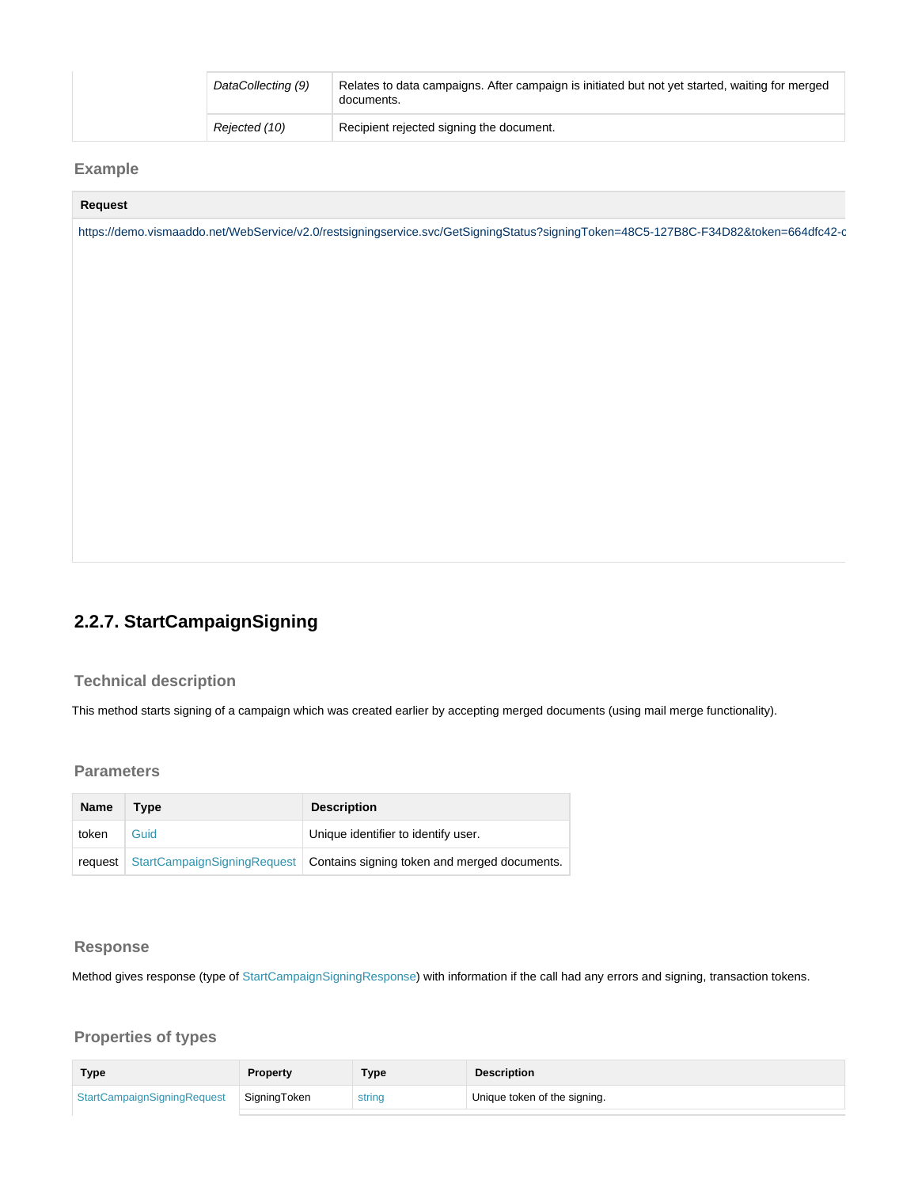| | | |
|---|---|---|
| | *DataCollecting (9)* | Relates to data campaigns. After campaign is initiated but not yet started, waiting for merged documents. |
| | *Rejected (10)* | Recipient rejected signing the document. |

### Example

**Request**

```
https://demo.vismaaddo.net/WebService/v2.0/restsigningservice.svc/GetSigningStatus?signingToken=48C5-127B8C-F34D82&token=664dfc42-c
```

## 2.2.7. StartCampaignSigning

### Technical description

This method starts signing of a campaign which was created earlier by accepting merged documents (using mail merge functionality).

### Parameters

| Name | Type | Description |
|---|---|---|
| token | Guid | Unique identifier to identify user. |
| request | StartCampaignSigningRequest | Contains signing token and merged documents. |

### Response

Method gives response (type of StartCampaignSigningResponse) with information if the call had any errors and signing, transaction tokens.

### Properties of types

| Type | Property | Type | Description |
|---|---|---|---|
| StartCampaignSigningRequest | SigningToken | string | Unique token of the signing. |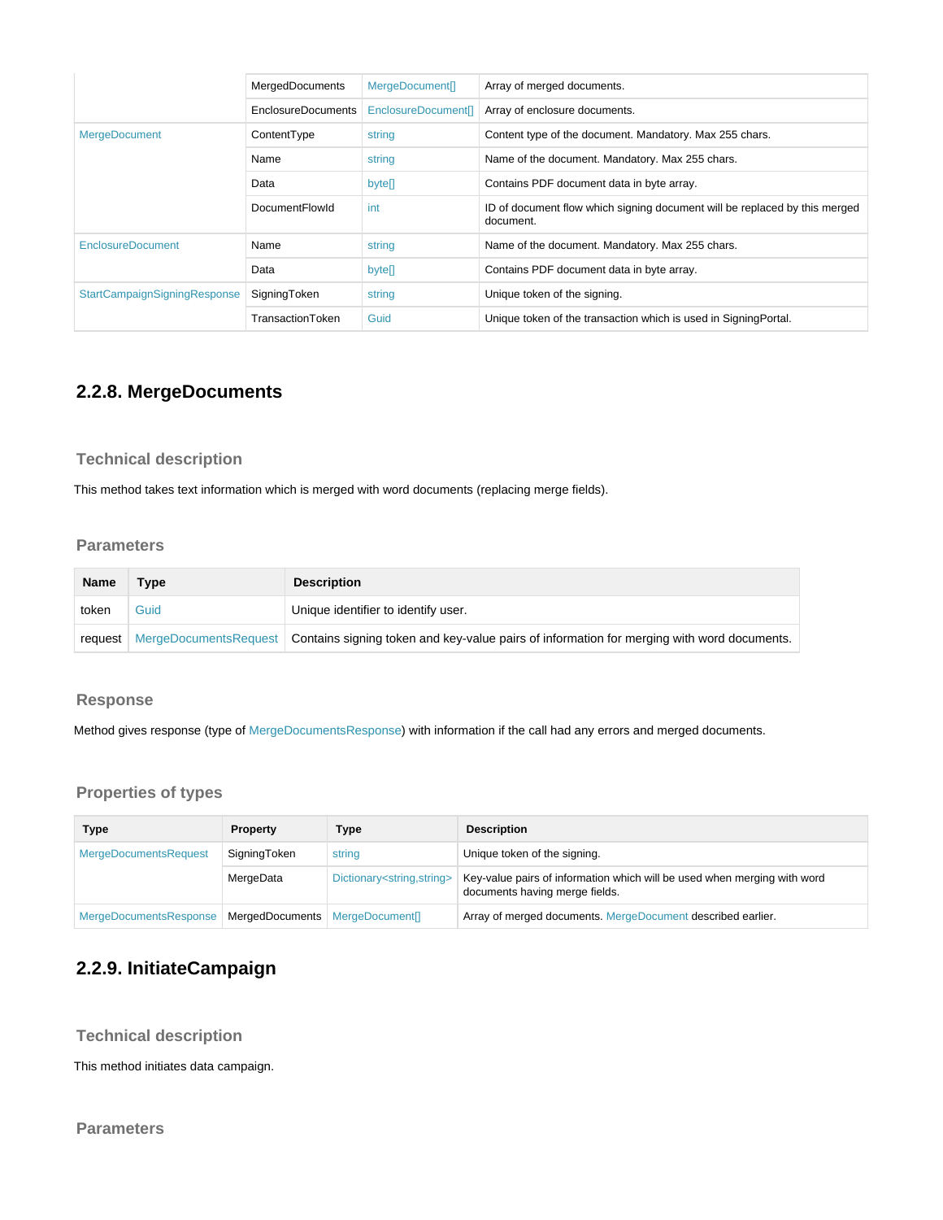| Type | Property | Type | Description |
|---|---|---|---|
| | MergedDocuments | MergeDocument[] | Array of merged documents. |
| | EnclosureDocuments | EnclosureDocument[] | Array of enclosure documents. |
| MergeDocument | ContentType | string | Content type of the document. Mandatory. Max 255 chars. |
| | Name | string | Name of the document. Mandatory. Max 255 chars. |
| | Data | byte[] | Contains PDF document data in byte array. |
| | DocumentFlowId | int | ID of document flow which signing document will be replaced by this merged document. |
| EnclosureDocument | Name | string | Name of the document. Mandatory. Max 255 chars. |
| | Data | byte[] | Contains PDF document data in byte array. |
| StartCampaignSigningResponse | SigningToken | string | Unique token of the signing. |
| | TransactionToken | Guid | Unique token of the transaction which is used in SigningPortal. |

## 2.2.8. MergeDocuments

### Technical description

This method takes text information which is merged with word documents (replacing merge fields).

### Parameters

| Name | Type | Description |
|---|---|---|
| token | Guid | Unique identifier to identify user. |
| request | MergeDocumentsRequest | Contains signing token and key-value pairs of information for merging with word documents. |

### Response

Method gives response (type of MergeDocumentsResponse) with information if the call had any errors and merged documents.

### Properties of types

| Type | Property | Type | Description |
|---|---|---|---|
| MergeDocumentsRequest | SigningToken | string | Unique token of the signing. |
| | MergeData | Dictionary<string,string> | Key-value pairs of information which will be used when merging with word documents having merge fields. |
| MergeDocumentsResponse | MergedDocuments | MergeDocument[] | Array of merged documents. MergeDocument described earlier. |

## 2.2.9. InitiateCampaign

### Technical description

This method initiates data campaign.

### Parameters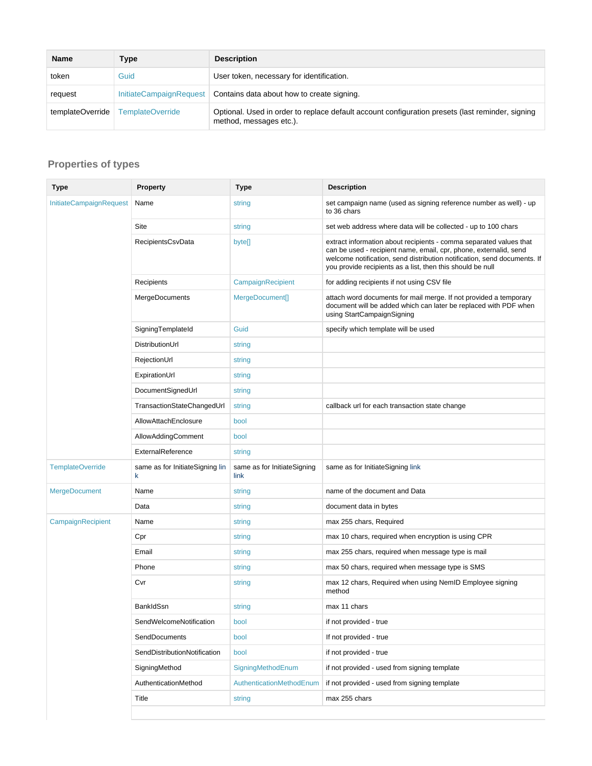| Name | Type | Description |
| --- | --- | --- |
| token | Guid | User token, necessary for identification. |
| request | InitiateCampaignRequest | Contains data about how to create signing. |
| templateOverride | TemplateOverride | Optional. Used in order to replace default account configuration presets (last reminder, signing method, messages etc.). |

### Properties of types

| Type | Property | Type | Description |
| --- | --- | --- | --- |
| InitiateCampaignRequest | Name | string | set campaign name (used as signing reference number as well) - up to 36 chars |
| | Site | string | set web address where data will be collected - up to 100 chars |
| | RecipientsCsvData | byte[] | extract information about recipients - comma separated values that can be used - recipient name, email, cpr, phone, externalid, send welcome notification, send distribution notification, send documents. If you provide recipients as a list, then this should be null |
| | Recipients | CampaignRecipient | for adding recipients if not using CSV file |
| | MergeDocuments | MergeDocument[] | attach word documents for mail merge. If not provided a temporary document will be added which can later be replaced with PDF when using StartCampaignSigning |
| | SigningTemplateId | Guid | specify which template will be used |
| | DistributionUrl | string | |
| | RejectionUrl | string | |
| | ExpirationUrl | string | |
| | DocumentSignedUrl | string | |
| | TransactionStateChangedUrl | string | callback url for each transaction state change |
| | AllowAttachEnclosure | bool | |
| | AllowAddingComment | bool | |
| | ExternalReference | string | |
| TemplateOverride | same as for InitiateSigning link | same as for InitiateSigning link | same as for InitiateSigning link |
| MergeDocument | Name | string | name of the document and Data |
| | Data | string | document data in bytes |
| CampaignRecipient | Name | string | max 255 chars, Required |
| | Cpr | string | max 10 chars, required when encryption is using CPR |
| | Email | string | max 255 chars, required when message type is mail |
| | Phone | string | max 50 chars, required when message type is SMS |
| | Cvr | string | max 12 chars, Required when using NemID Employee signing method |
| | BankIdSsn | string | max 11 chars |
| | SendWelcomeNotification | bool | if not provided - true |
| | SendDocuments | bool | If not provided - true |
| | SendDistributionNotification | bool | if not provided - true |
| | SigningMethod | SigningMethodEnum | if not provided - used from signing template |
| | AuthenticationMethod | AuthenticationMethodEnum | if not provided - used from signing template |
| | Title | string | max 255 chars |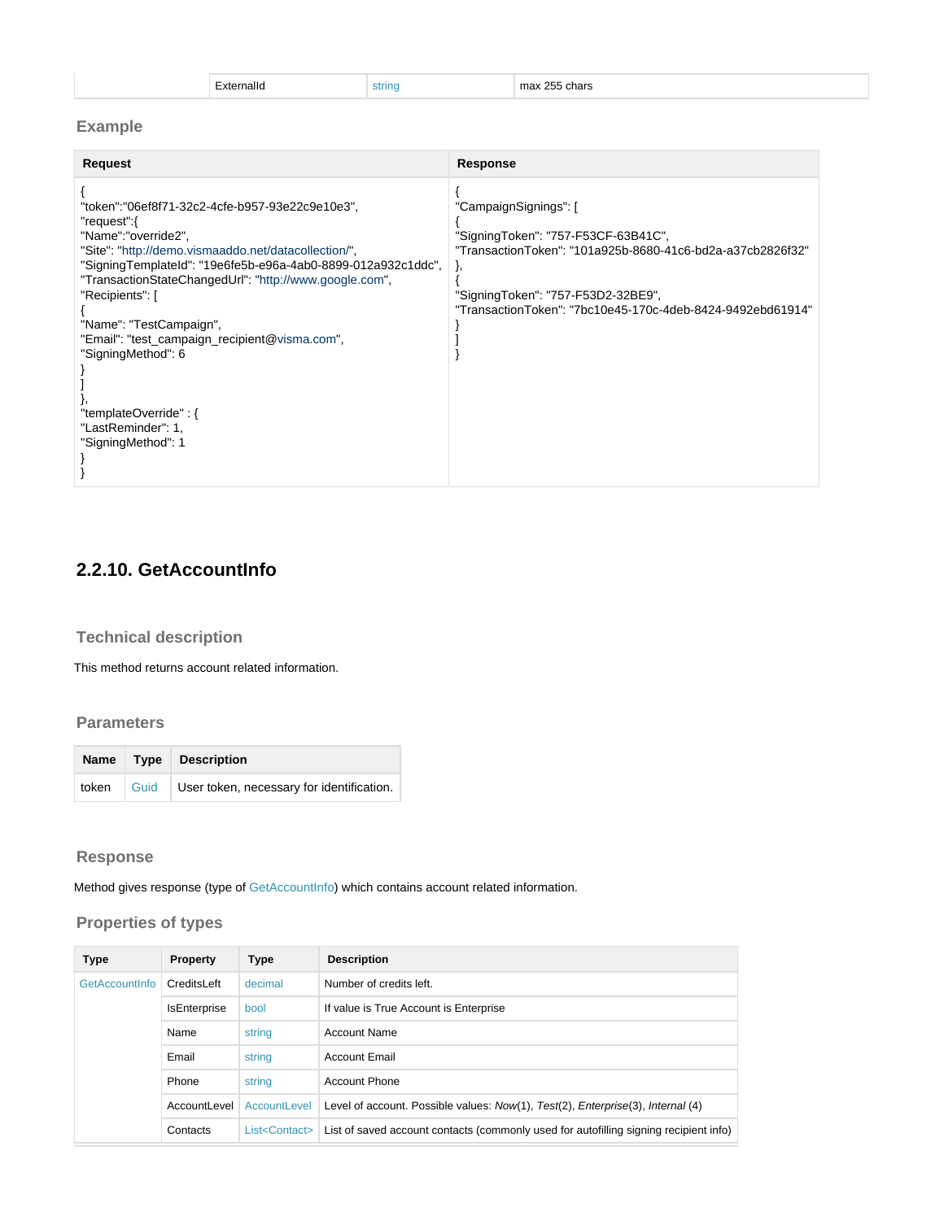| | ExternalId | string | max 255 chars |
|---|---|---|---|

### Example

| Request | Response |
|---|---|
| {<br>"token":"06ef8f71-32c2-4cfe-b957-93e22c9e10e3",<br>"request":{<br>"Name":"override2",<br>"Site": "http://demo.vismaaddo.net/datacollection/",<br>"SigningTemplateId": "19e6fe5b-e96a-4ab0-8899-012a932c1ddc",<br>"TransactionStateChangedUrl": "http://www.google.com",<br>"Recipients": [<br>{<br>"Name": "TestCampaign",<br>"Email": "test_campaign_recipient@visma.com",<br>"SigningMethod": 6<br>}<br>]<br>},<br>"templateOverride" : {<br>"LastReminder": 1,<br>"SigningMethod": 1<br>}<br>} | {<br>"CampaignSignings": [<br>{<br>"SigningToken": "757-F53CF-63B41C",<br>"TransactionToken": "101a925b-8680-41c6-bd2a-a37cb2826f32"<br>},<br>{<br>"SigningToken": "757-F53D2-32BE9",<br>"TransactionToken": "7bc10e45-170c-4deb-8424-9492ebd61914"<br>}<br>]<br>} |

## 2.2.10. GetAccountInfo

### Technical description

This method returns account related information.

### Parameters

| Name | Type | Description |
|---|---|---|
| token | Guid | User token, necessary for identification. |

### Response

Method gives response (type of GetAccountInfo) which contains account related information.

### Properties of types

| Type | Property | Type | Description |
|---|---|---|---|
| GetAccountInfo | CreditsLeft | decimal | Number of credits left. |
| | IsEnterprise | bool | If value is True Account is Enterprise |
| | Name | string | Account Name |
| | Email | string | Account Email |
| | Phone | string | Account Phone |
| | AccountLevel | AccountLevel | Level of account. Possible values: *Now*(1), *Test*(2), *Enterprise*(3), *Internal* (4) |
| | Contacts | List<Contact> | List of saved account contacts (commonly used for autofilling signing recipient info) |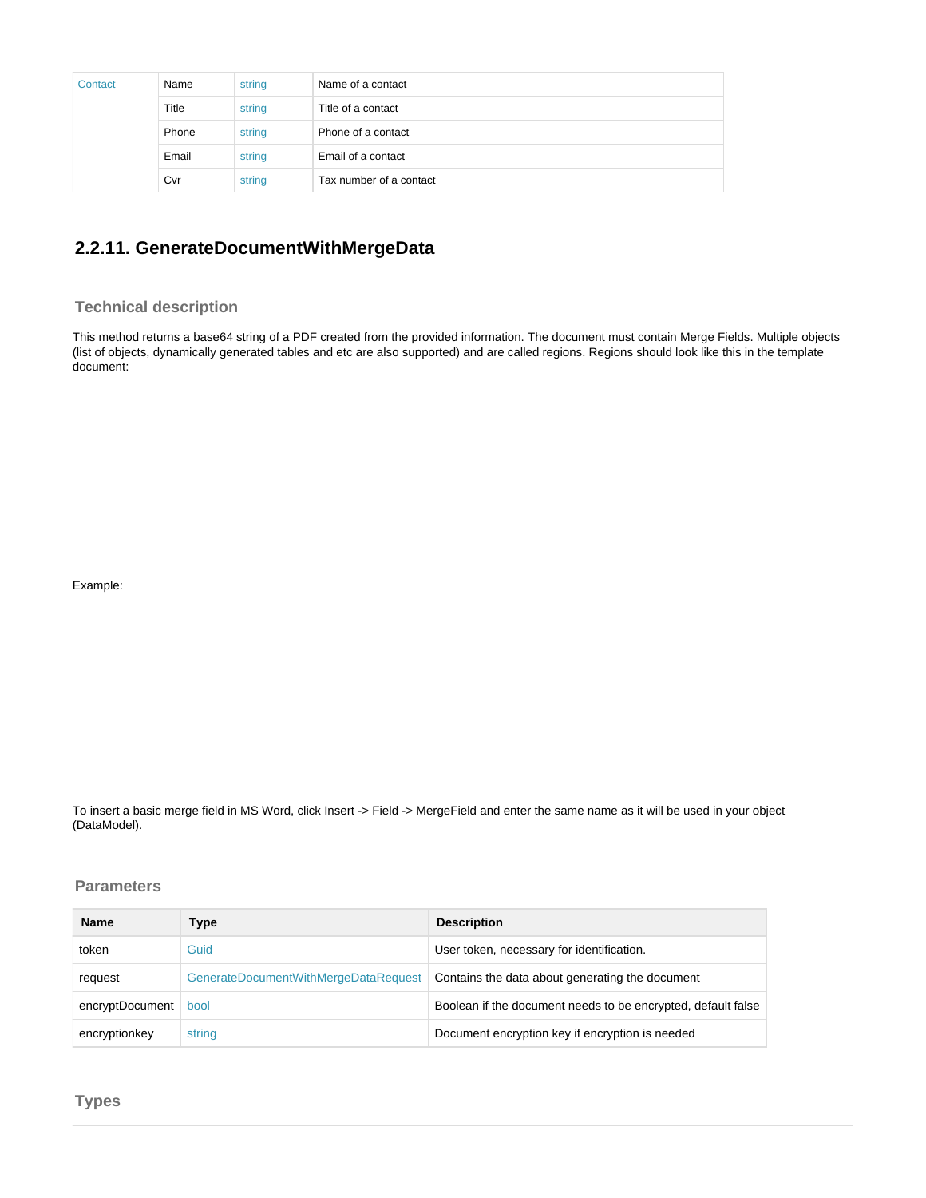| Contact | Name | string | Name of a contact |
|---|---|---|---|
| | Title | string | Title of a contact |
| | Phone | string | Phone of a contact |
| | Email | string | Email of a contact |
| | Cvr | string | Tax number of a contact |

## 2.2.11. GenerateDocumentWithMergeData

### Technical description

This method returns a base64 string of a PDF created from the provided information. The document must contain Merge Fields. Multiple objects (list of objects, dynamically generated tables and etc are also supported) and are called regions. Regions should look like this in the template document:

Example:

To insert a basic merge field in MS Word, click Insert -> Field -> MergeField and enter the same name as it will be used in your object (DataModel).

### Parameters

| Name | Type | Description |
|---|---|---|
| token | Guid | User token, necessary for identification. |
| request | GenerateDocumentWithMergeDataRequest | Contains the data about generating the document |
| encryptDocument | bool | Boolean if the document needs to be encrypted, default false |
| encryptionkey | string | Document encryption key if encryption is needed |

### Types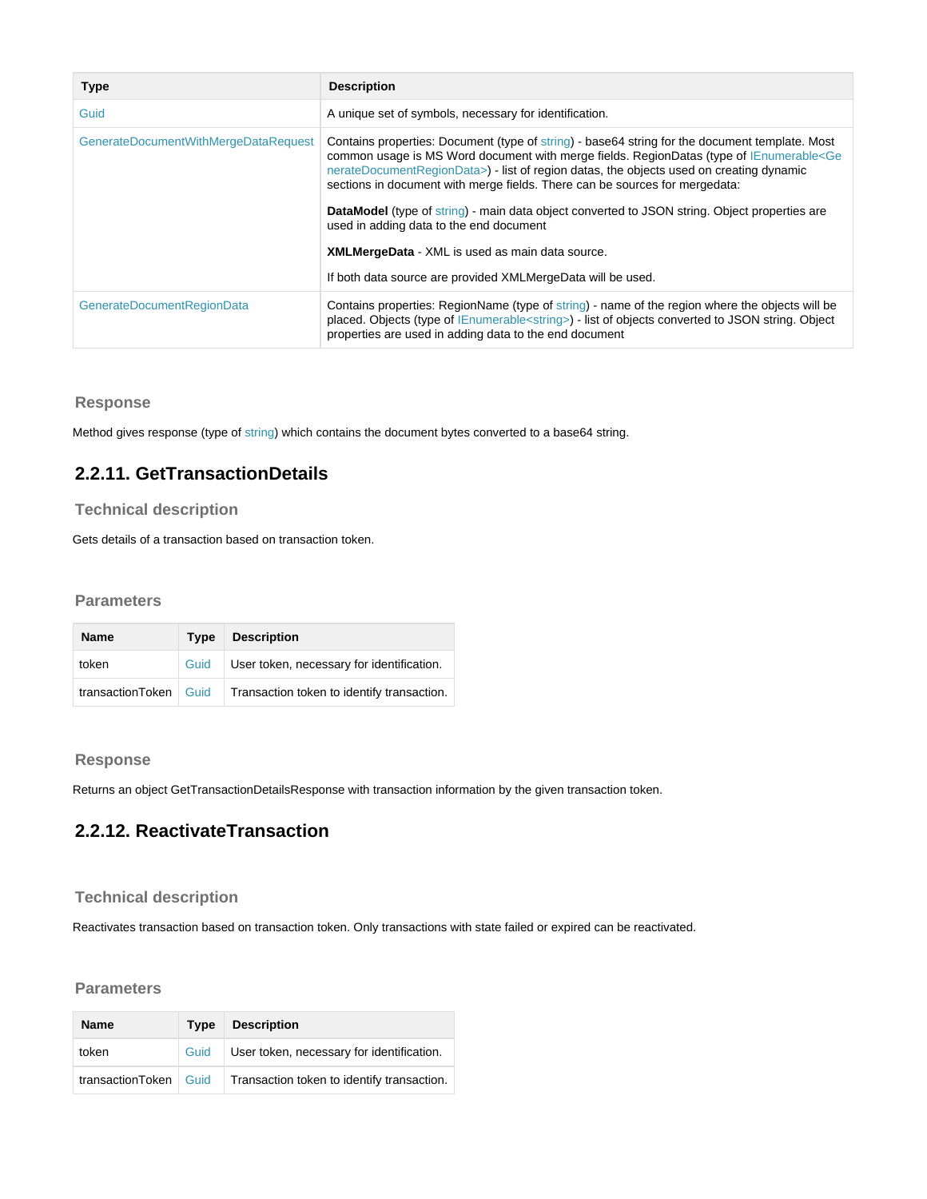| Type | Description |
| --- | --- |
| Guid | A unique set of symbols, necessary for identification. |
| GenerateDocumentWithMergeDataRequest | Contains properties: Document (type of string) - base64 string for the document template. Most common usage is MS Word document with merge fields. RegionDatas (type of IEnumerable<GenerateDocumentRegionData>) - list of region datas, the objects used on creating dynamic sections in document with merge fields. There can be sources for mergedata:<br><br>**DataModel** (type of string) - main data object converted to JSON string. Object properties are used in adding data to the end document<br><br>**XMLMergeData** - XML is used as main data source.<br><br>If both data source are provided XMLMergeData will be used. |
| GenerateDocumentRegionData | Contains properties: RegionName (type of string) - name of the region where the objects will be placed. Objects (type of IEnumerable<string>) - list of objects converted to JSON string. Object properties are used in adding data to the end document |

### Response

Method gives response (type of string) which contains the document bytes converted to a base64 string.

## 2.2.11. GetTransactionDetails

### Technical description

Gets details of a transaction based on transaction token.

### Parameters

| Name | Type | Description |
| --- | --- | --- |
| token | Guid | User token, necessary for identification. |
| transactionToken | Guid | Transaction token to identify transaction. |

### Response

Returns an object GetTransactionDetailsResponse with transaction information by the given transaction token.

## 2.2.12. ReactivateTransaction

### Technical description

Reactivates transaction based on transaction token. Only transactions with state failed or expired can be reactivated.

### Parameters

| Name | Type | Description |
| --- | --- | --- |
| token | Guid | User token, necessary for identification. |
| transactionToken | Guid | Transaction token to identify transaction. |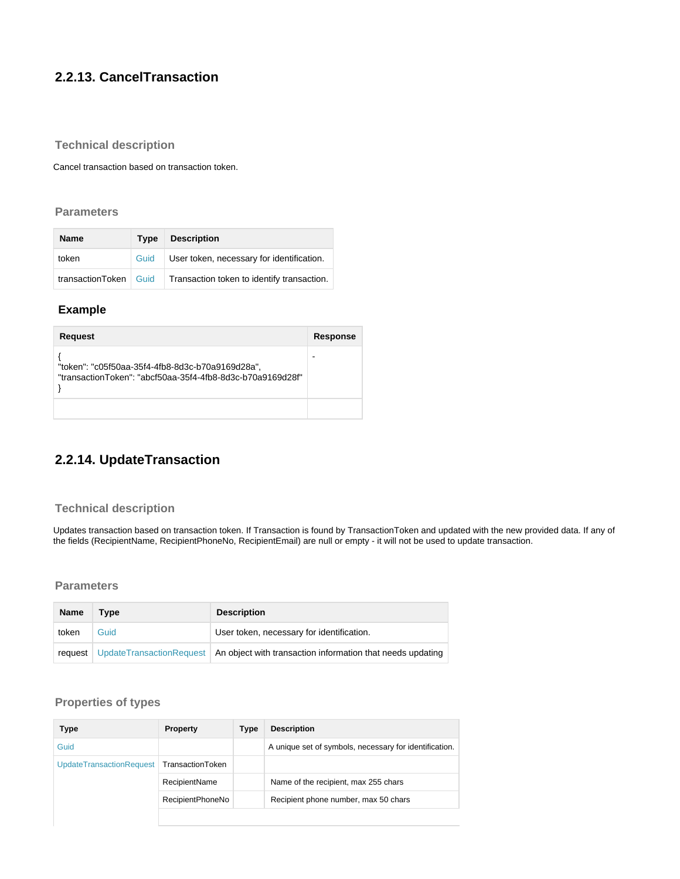## 2.2.13. CancelTransaction

### Technical description

Cancel transaction based on transaction token.

### Parameters

| Name | Type | Description |
|---|---|---|
| token | Guid | User token, necessary for identification. |
| transactionToken | Guid | Transaction token to identify transaction. |

### Example

| Request | Response |
|---|---|
| { "token": "c05f50aa-35f4-4fb8-8d3c-b70a9169d28a", "transactionToken": "abcf50aa-35f4-4fb8-8d3c-b70a9169d28f" } | - |
| | |

## 2.2.14. UpdateTransaction

### Technical description

Updates transaction based on transaction token. If Transaction is found by TransactionToken and updated with the new provided data. If any of the fields (RecipientName, RecipientPhoneNo, RecipientEmail) are null or empty - it will not be used to update transaction.

### Parameters

| Name | Type | Description |
|---|---|---|
| token | Guid | User token, necessary for identification. |
| request | UpdateTransactionRequest | An object with transaction information that needs updating |

### Properties of types

| Type | Property | Type | Description |
|---|---|---|---|
| Guid | | | A unique set of symbols, necessary for identification. |
| UpdateTransactionRequest | TransactionToken | | |
| | RecipientName | | Name of the recipient, max 255 chars |
| | RecipientPhoneNo | | Recipient phone number, max 50 chars |
| | | | |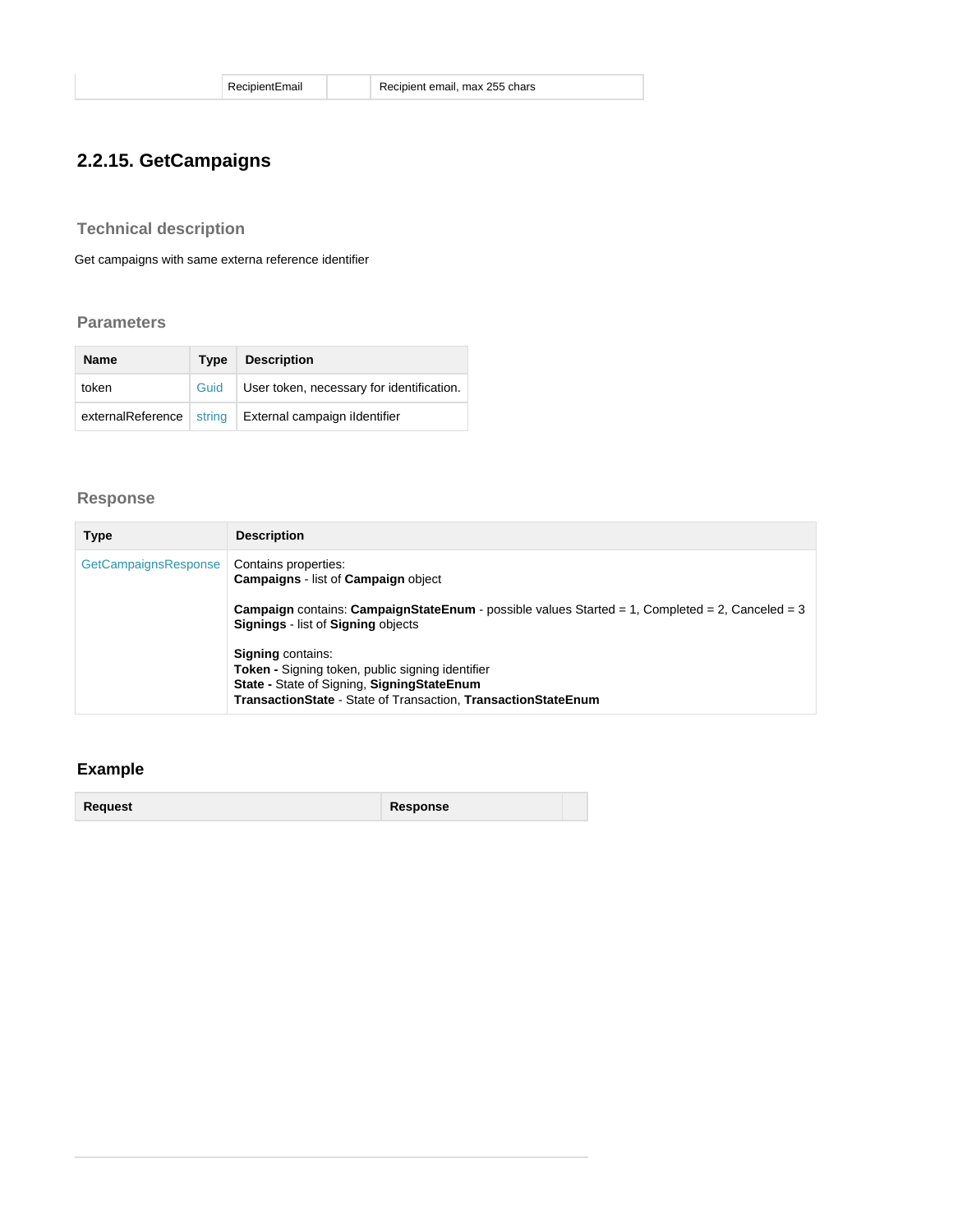| | RecipientEmail | | Recipient email, max 255 chars |
|---|---|---|---|

## 2.2.15. GetCampaigns

### Technical description

Get campaigns with same externa reference identifier

### Parameters

| Name | Type | Description |
|---|---|---|
| token | Guid | User token, necessary for identification. |
| externalReference | string | External campaign iIdentifier |

### Response

| Type | Description |
|---|---|
| GetCampaignsResponse | Contains properties:<br>**Campaigns** - list of **Campaign** object<br><br>**Campaign** contains: **CampaignStateEnum** - possible values Started = 1, Completed = 2, Canceled = 3<br>**Signings** - list of **Signing** objects<br><br>**Signing** contains:<br>**Token -** Signing token, public signing identifier<br>**State -** State of Signing, **SigningStateEnum**<br>**TransactionState** - State of Transaction, **TransactionStateEnum** |

### Example

| Request | Response | |
|---|---|---|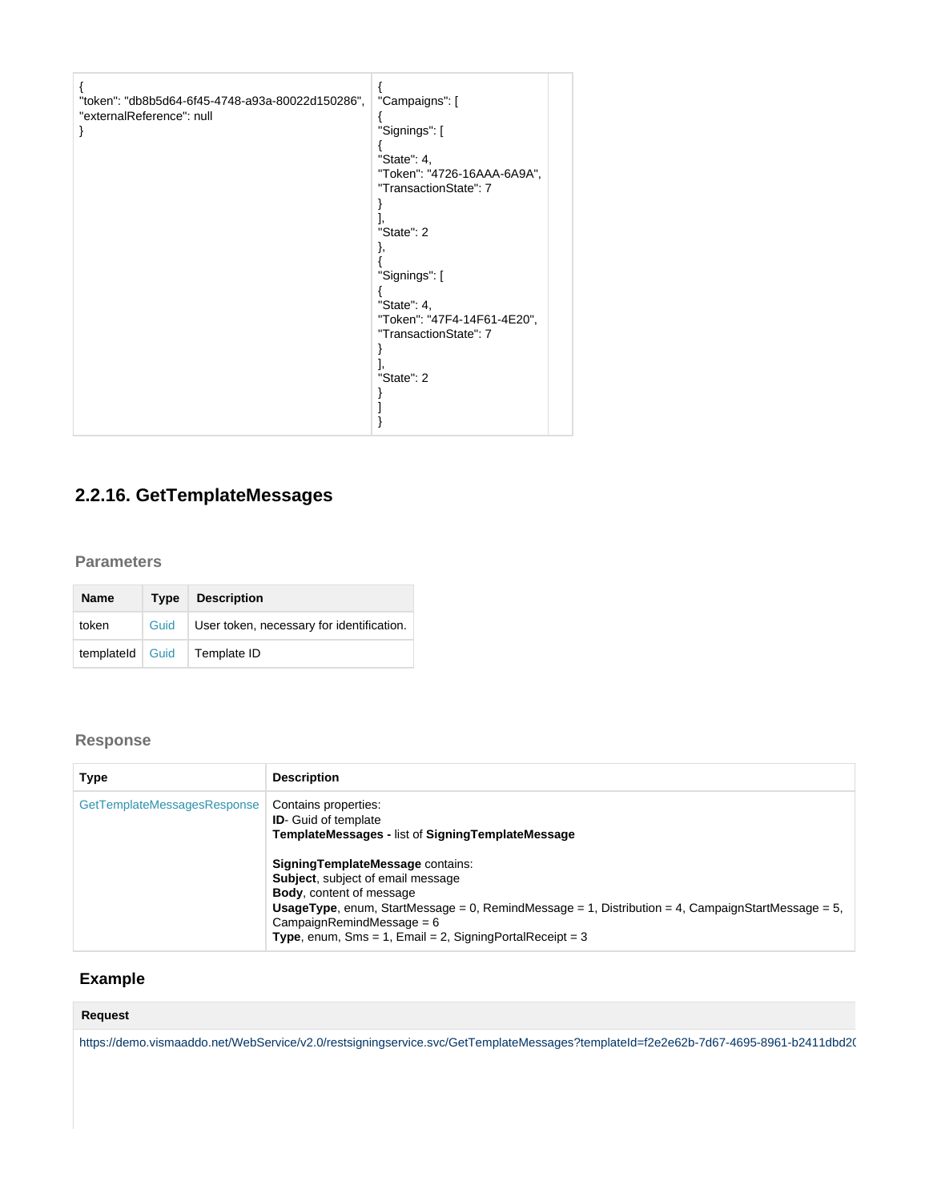| { "token": "db8b5d64-6f45-4748-a93a-80022d150286", "externalReference": null } | { "Campaigns": [ { "Signings": [ { "State": 4, "Token": "4726-16AAA-6A9A", "TransactionState": 7 } ], "State": 2 }, { "Signings": [ { "State": 4, "Token": "47F4-14F61-4E20", "TransactionState": 7 } ], "State": 2 } ] } | |
|---|---|---|

## 2.2.16. GetTemplateMessages

### Parameters

| Name | Type | Description |
|---|---|---|
| token | Guid | User token, necessary for identification. |
| templateId | Guid | Template ID |

### Response

| Type | Description |
|---|---|
| GetTemplateMessagesResponse | Contains properties:<br>**ID**- Guid of template<br>**TemplateMessages -** list of **SigningTemplateMessage**<br><br>**SigningTemplateMessage** contains:<br>**Subject**, subject of email message<br>**Body**, content of message<br>**UsageType**, enum, StartMessage = 0, RemindMessage = 1, Distribution = 4, CampaignStartMessage = 5, CampaignRemindMessage = 6<br>**Type**, enum, Sms = 1, Email = 2, SigningPortalReceipt = 3 |

### Example

| Request |
|---|
| https://demo.vismaaddo.net/WebService/v2.0/restsigningservice.svc/GetTemplateMessages?templateId=f2e2e62b-7d67-4695-8961-b2411dbd2( |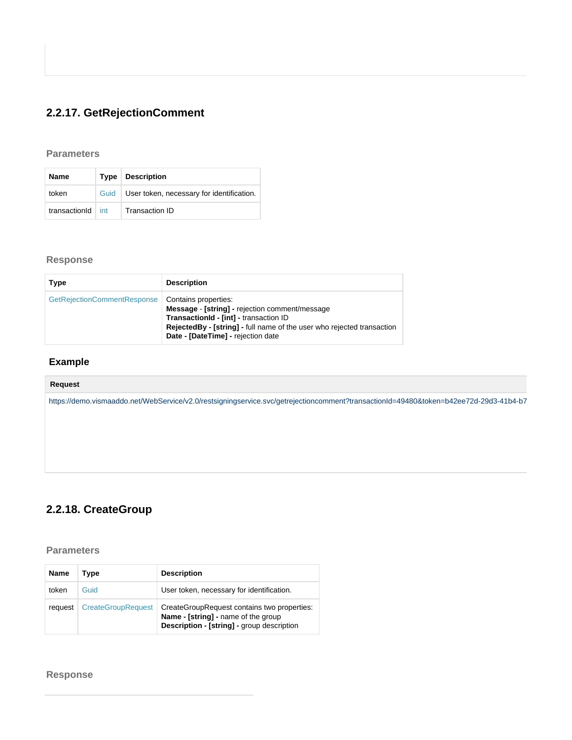## 2.2.17. GetRejectionComment

### Parameters

| Name | Type | Description |
|---|---|---|
| token | Guid | User token, necessary for identification. |
| transactionId | int | Transaction ID |

### Response

| Type | Description |
|---|---|
| GetRejectionCommentResponse | Contains properties:<br>**Message** - **[string] -** rejection comment/message<br>**TransactionId - [int] -** transaction ID<br>**RejectedBy - [string] -** full name of the user who rejected transaction<br>**Date - [DateTime] -** rejection date |

### Example

**Request**

```
https://demo.vismaaddo.net/WebService/v2.0/restsigningservice.svc/getrejectioncomment?transactionId=49480&token=b42ee72d-29d3-41b4-b7
```

## 2.2.18. CreateGroup

### Parameters

| Name | Type | Description |
|---|---|---|
| token | Guid | User token, necessary for identification. |
| request | CreateGroupRequest | CreateGroupRequest contains two properties:<br>**Name - [string] -** name of the group<br>**Description - [string] -** group description |

### Response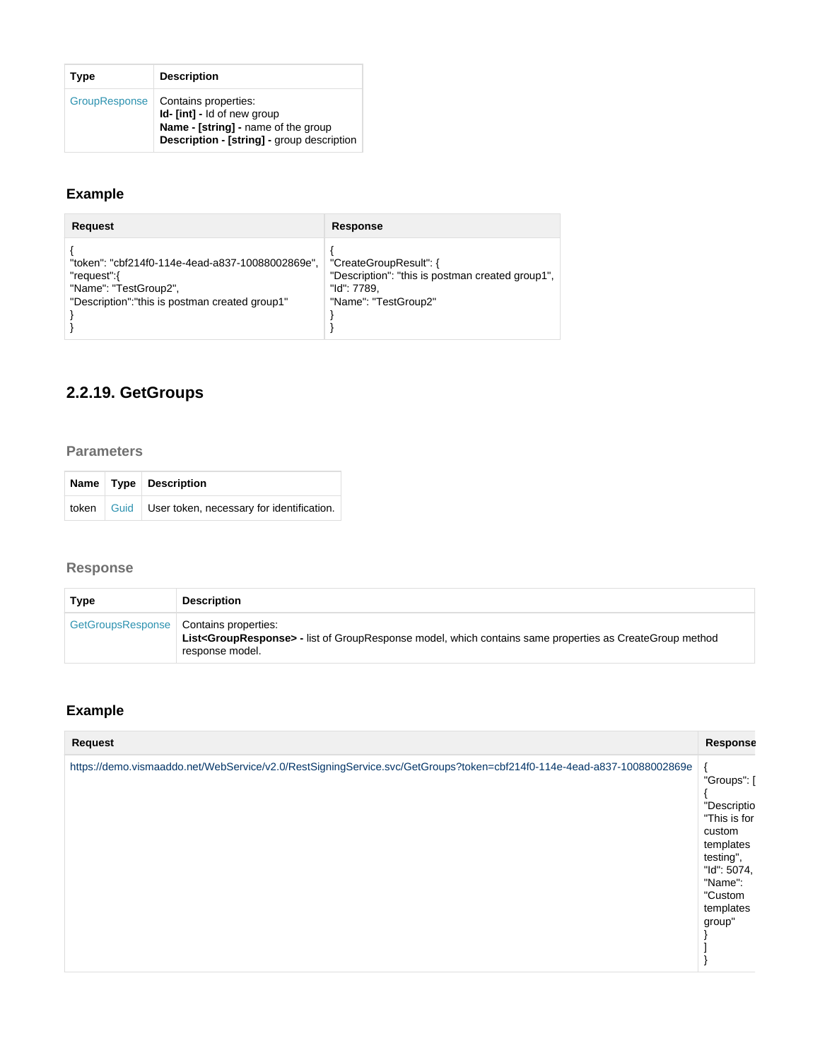| Type | Description |
|---|---|
| GroupResponse | Contains properties:<br>**Id- [int] -** Id of new group<br>**Name - [string] -** name of the group<br>**Description - [string] -** group description |

### Example

| Request | Response |
|---|---|
| {<br>"token": "cbf214f0-114e-4ead-a837-10088002869e",<br>"request":{<br>"Name": "TestGroup2",<br>"Description":"this is postman created group1"<br>}<br>} | {<br>"CreateGroupResult": {<br>"Description": "this is postman created group1",<br>"Id": 7789,<br>"Name": "TestGroup2"<br>}<br>} |

## 2.2.19. GetGroups

#### Parameters

| Name | Type | Description |
|---|---|---|
| token | Guid | User token, necessary for identification. |

#### Response

| Type | Description |
|---|---|
| GetGroupsResponse | Contains properties:<br>**List<GroupResponse> -** list of GroupResponse model, which contains same properties as CreateGroup method response model. |

### Example

| Request | Response |
|---|---|
| https://demo.vismaaddo.net/WebService/v2.0/RestSigningService.svc/GetGroups?token=cbf214f0-114e-4ead-a837-10088002869e | {<br>"Groups": [<br>{<br>"Descriptio<br>"This is for custom templates testing",<br>"Id": 5074,<br>"Name": "Custom templates group"<br>}<br>]<br>} |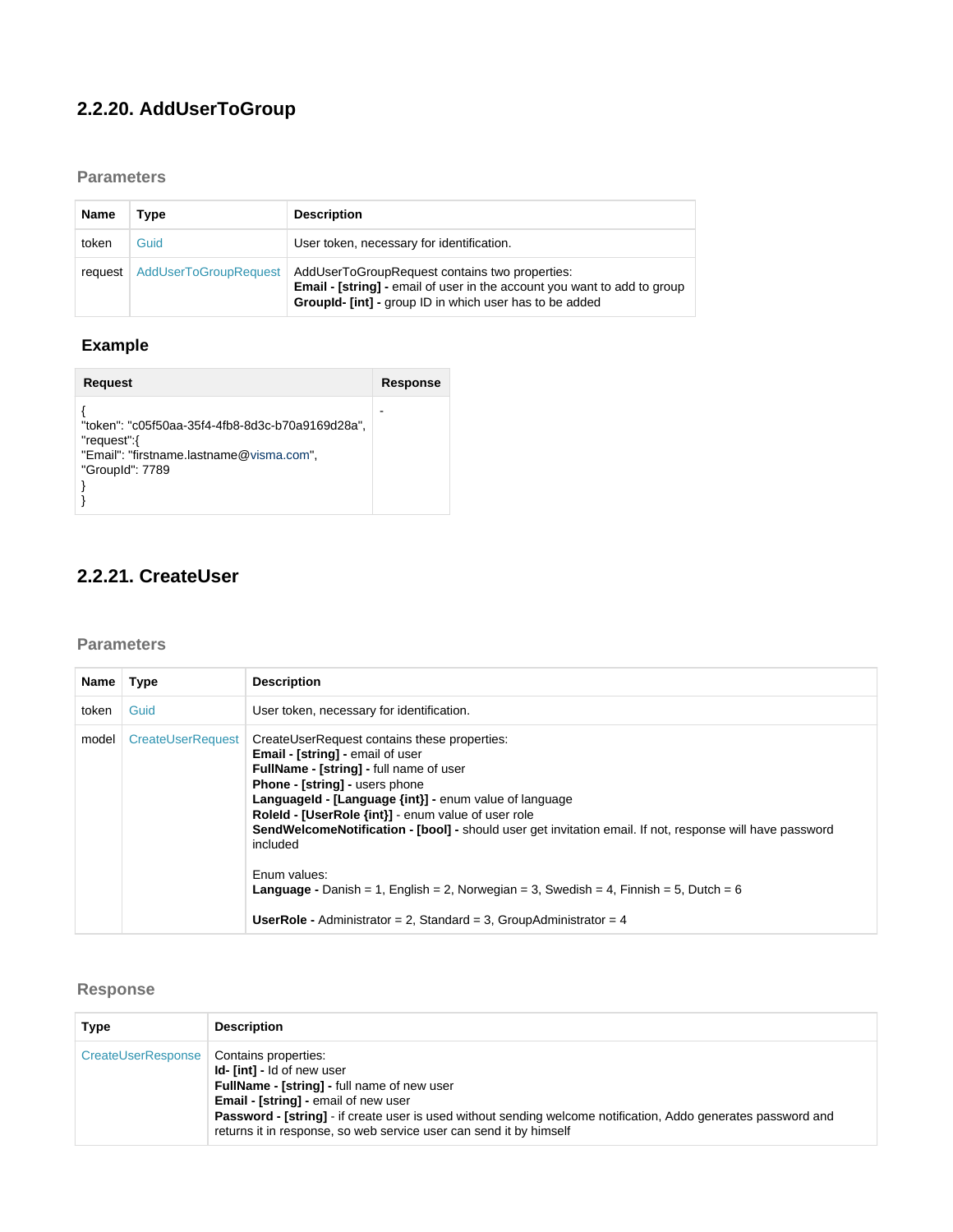## 2.2.20. AddUserToGroup

### Parameters

| Name | Type | Description |
|---|---|---|
| token | Guid | User token, necessary for identification. |
| request | AddUserToGroupRequest | AddUserToGroupRequest contains two properties:<br>**Email - [string] -** email of user in the account you want to add to group<br>**GroupId- [int] -** group ID in which user has to be added |

### Example

| Request | Response |
|---|---|
| {<br>"token": "c05f50aa-35f4-4fb8-8d3c-b70a9169d28a",<br>"request":{<br>"Email": "firstname.lastname@visma.com",<br>"GroupId": 7789<br>}<br>} | - |

## 2.2.21. CreateUser

### Parameters

| Name | Type | Description |
|---|---|---|
| token | Guid | User token, necessary for identification. |
| model | CreateUserRequest | CreateUserRequest contains these properties:<br>**Email - [string] -** email of user<br>**FullName - [string] -** full name of user<br>**Phone - [string] -** users phone<br>**LanguageId - [Language {int}] -** enum value of language<br>**RoleId - [UserRole {int}]** - enum value of user role<br>**SendWelcomeNotification - [bool] -** should user get invitation email. If not, response will have password included<br><br>Enum values:<br>**Language -** Danish = 1, English = 2, Norwegian = 3, Swedish = 4, Finnish = 5, Dutch = 6<br><br>**UserRole -** Administrator = 2, Standard = 3, GroupAdministrator = 4 |

### Response

| Type | Description |
|---|---|
| CreateUserResponse | Contains properties:<br>**Id- [int] -** Id of new user<br>**FullName - [string] -** full name of new user<br>**Email - [string] -** email of new user<br>**Password - [string]** - if create user is used without sending welcome notification, Addo generates password and returns it in response, so web service user can send it by himself |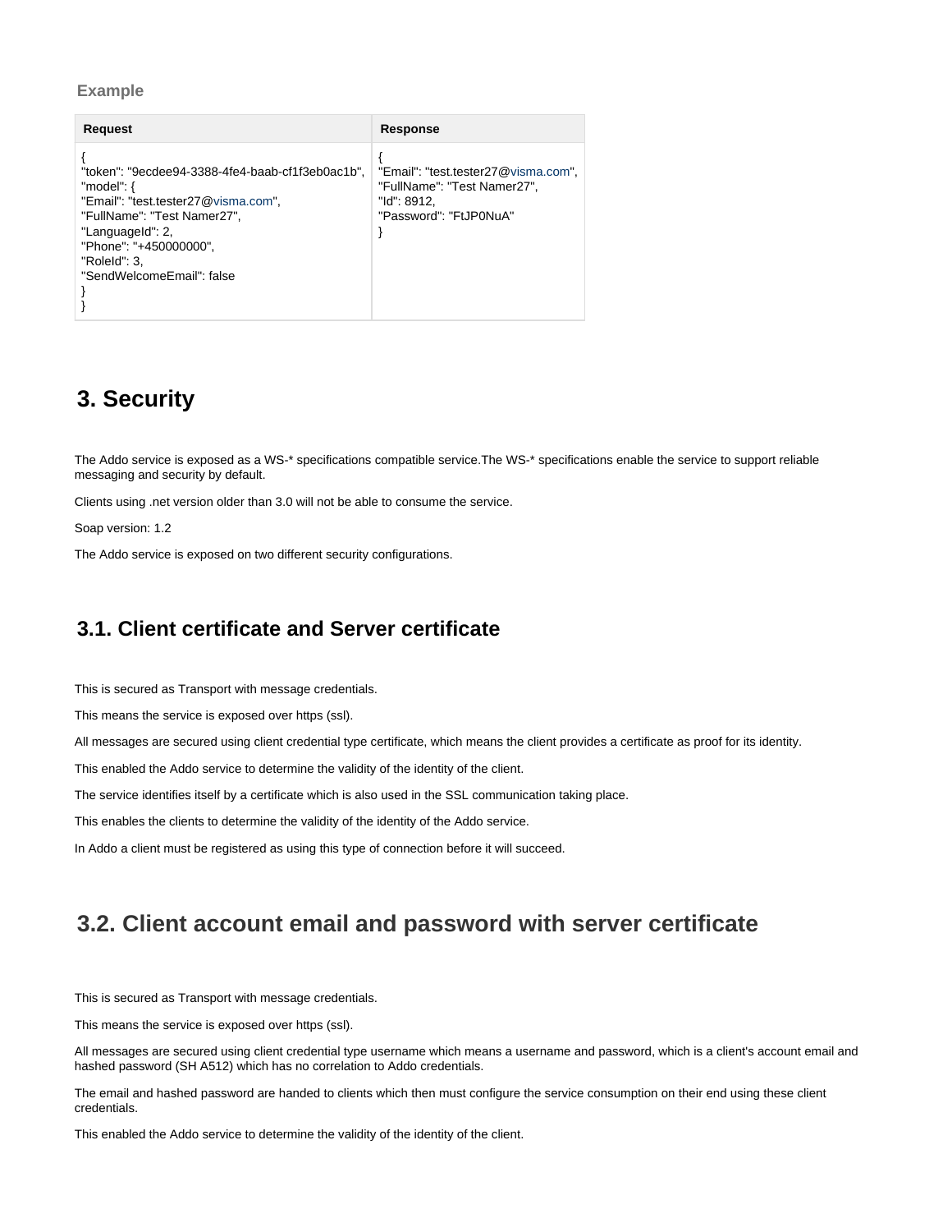**Example**

| Request | Response |
| --- | --- |
| { "token": "9ecdee94-3388-4fe4-baab-cf1f3eb0ac1b", "model": { "Email": "test.tester27@visma.com", "FullName": "Test Namer27", "LanguageId": 2, "Phone": "+450000000", "RoleId": 3, "SendWelcomeEmail": false } } | { "Email": "test.tester27@visma.com", "FullName": "Test Namer27", "Id": 8912, "Password": "FtJP0NuA" } |

# 3. Security

The Addo service is exposed as a WS-* specifications compatible service.The WS-* specifications enable the service to support reliable messaging and security by default.

Clients using .net version older than 3.0 will not be able to consume the service.

Soap version: 1.2

The Addo service is exposed on two different security configurations.

## 3.1. Client certificate and Server certificate

This is secured as Transport with message credentials.

This means the service is exposed over https (ssl).

All messages are secured using client credential type certificate, which means the client provides a certificate as proof for its identity.

This enabled the Addo service to determine the validity of the identity of the client.

The service identifies itself by a certificate which is also used in the SSL communication taking place.

This enables the clients to determine the validity of the identity of the Addo service.

In Addo a client must be registered as using this type of connection before it will succeed.

## 3.2. Client account email and password with server certificate

This is secured as Transport with message credentials.

This means the service is exposed over https (ssl).

All messages are secured using client credential type username which means a username and password, which is a client's account email and hashed password (SH A512) which has no correlation to Addo credentials.

The email and hashed password are handed to clients which then must configure the service consumption on their end using these client credentials.

This enabled the Addo service to determine the validity of the identity of the client.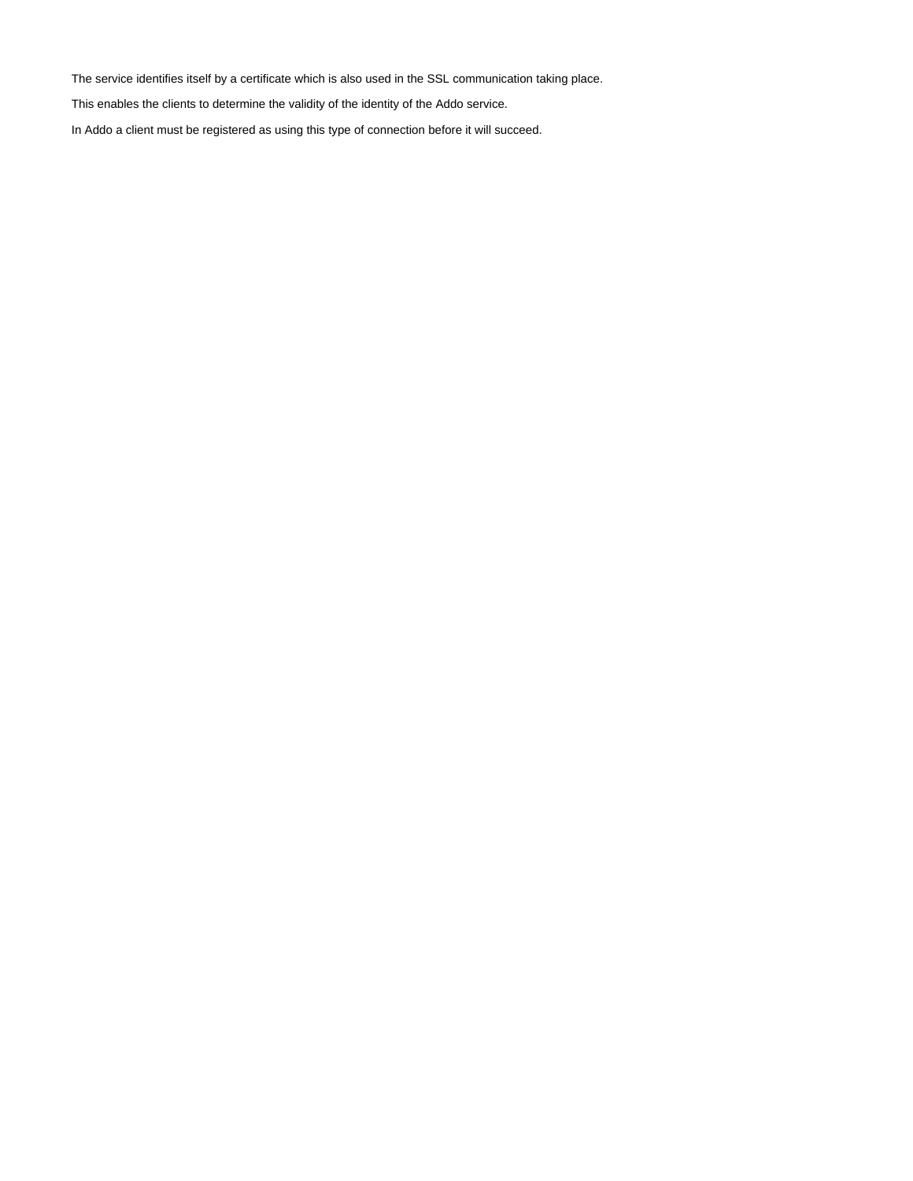The service identifies itself by a certificate which is also used in the SSL communication taking place.

This enables the clients to determine the validity of the identity of the Addo service.

In Addo a client must be registered as using this type of connection before it will succeed.